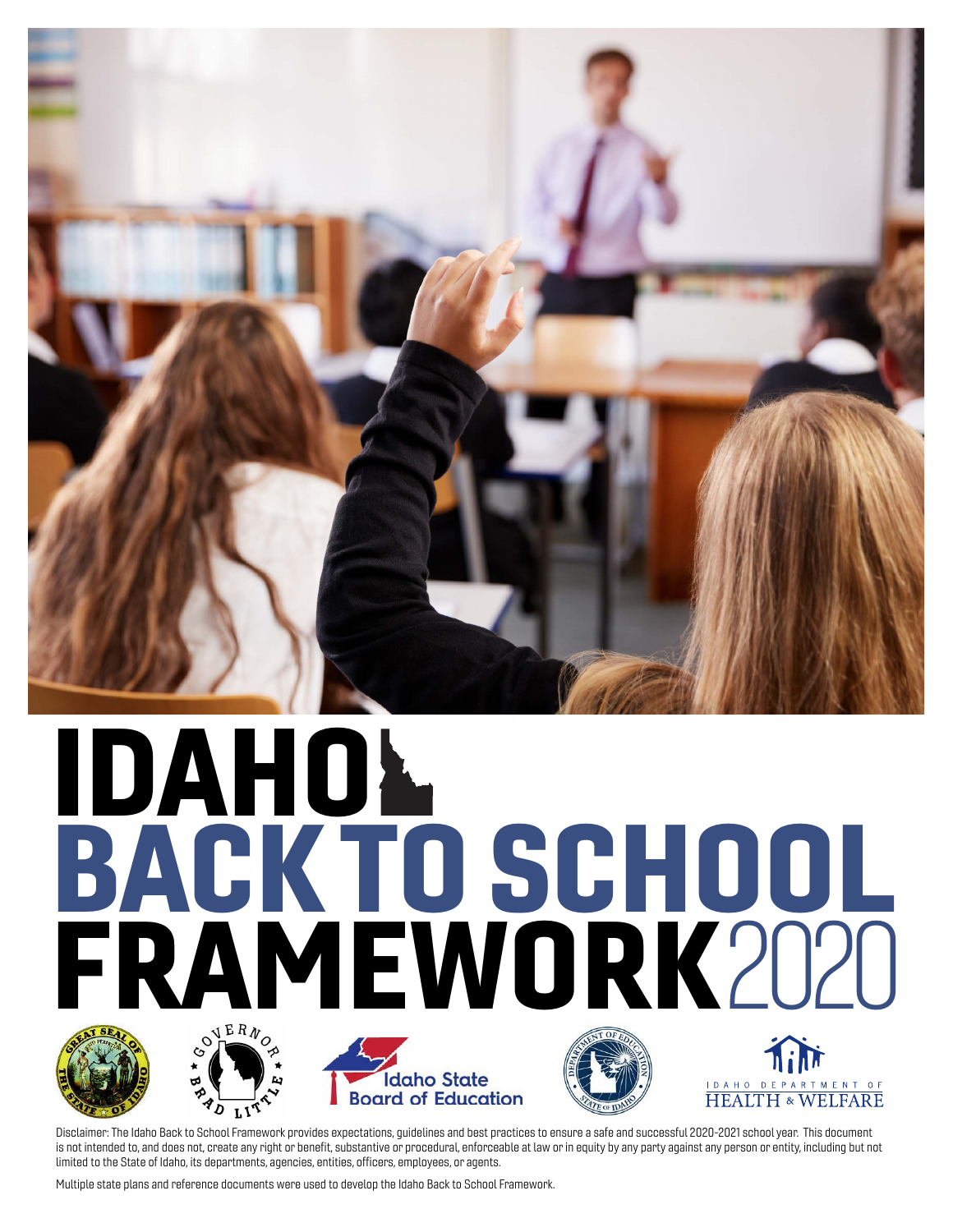# IDAHO BACK TO SCHOOL FRAMEWORK 2020

Idaho State Board of Education

IDAHO DEPARTMENT OF HEALTH & WELFARE

Disclaimer: The Idaho Back to School Framework provides expectations, guidelines and best practices to ensure a safe and successful 2020-2021 school year. This document is not intended to, and does not, create any right or benefit, substantive or procedural, enforceable at law or in equity by any party against any person or entity, including but not limited to the State of Idaho, its departments, agencies, entities, officers, employees, or agents.

Multiple state plans and reference documents were used to develop the Idaho Back to School Framework.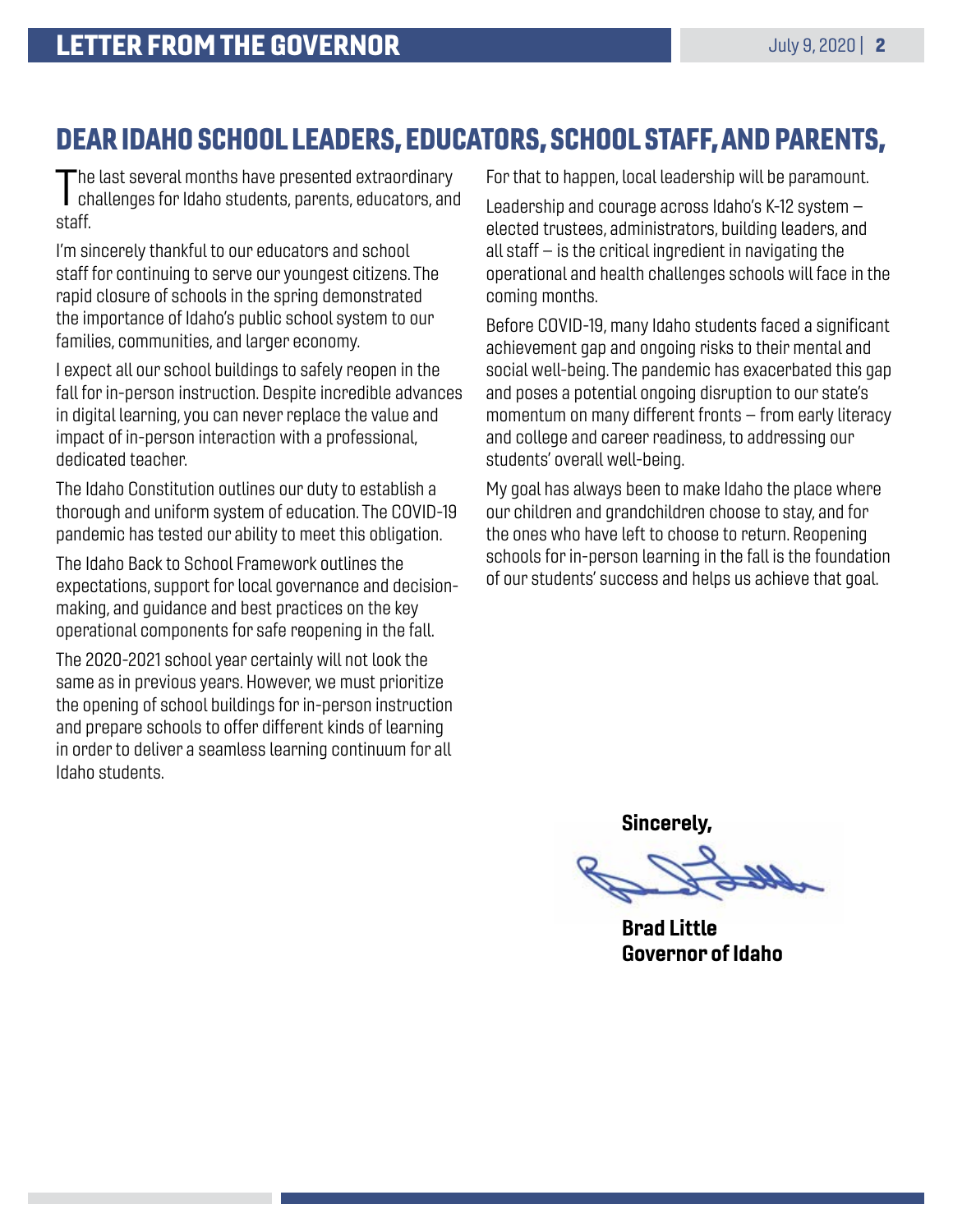# LETTER FROM THE GOVERNOR

## DEAR IDAHO SCHOOL LEADERS, EDUCATORS, SCHOOL STAFF, AND PARENTS,

The last several months have presented extraordinary challenges for Idaho students, parents, educators, and staff.

I'm sincerely thankful to our educators and school staff for continuing to serve our youngest citizens. The rapid closure of schools in the spring demonstrated the importance of Idaho's public school system to our families, communities, and larger economy.

I expect all our school buildings to safely reopen in the fall for in-person instruction. Despite incredible advances in digital learning, you can never replace the value and impact of in-person interaction with a professional, dedicated teacher.

The Idaho Constitution outlines our duty to establish a thorough and uniform system of education. The COVID-19 pandemic has tested our ability to meet this obligation.

The Idaho Back to School Framework outlines the expectations, support for local governance and decision-making, and guidance and best practices on the key operational components for safe reopening in the fall.

The 2020-2021 school year certainly will not look the same as in previous years. However, we must prioritize the opening of school buildings for in-person instruction and prepare schools to offer different kinds of learning in order to deliver a seamless learning continuum for all Idaho students.

For that to happen, local leadership will be paramount.

Leadership and courage across Idaho's K-12 system – elected trustees, administrators, building leaders, and all staff – is the critical ingredient in navigating the operational and health challenges schools will face in the coming months.

Before COVID-19, many Idaho students faced a significant achievement gap and ongoing risks to their mental and social well-being. The pandemic has exacerbated this gap and poses a potential ongoing disruption to our state's momentum on many different fronts – from early literacy and college and career readiness, to addressing our students' overall well-being.

My goal has always been to make Idaho the place where our children and grandchildren choose to stay, and for the ones who have left to choose to return. Reopening schools for in-person learning in the fall is the foundation of our students' success and helps us achieve that goal.

**Sincerely,**

**Brad Little**
**Governor of Idaho**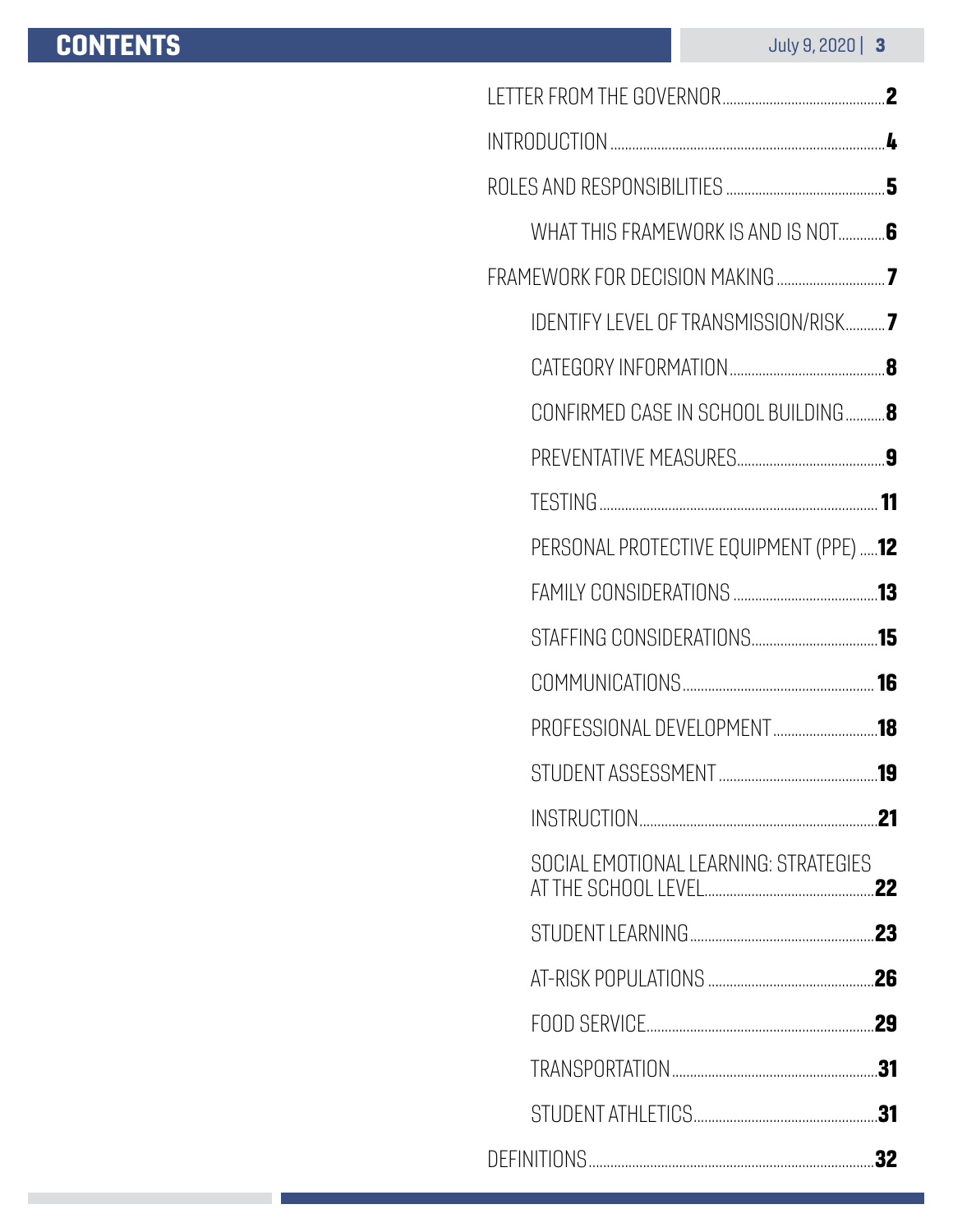# CONTENTS

- LETTER FROM THE GOVERNOR .......... 2
- INTRODUCTION .......... 4
- ROLES AND RESPONSIBILITIES .......... 5
  - WHAT THIS FRAMEWORK IS AND IS NOT .......... 6
- FRAMEWORK FOR DECISION MAKING .......... 7
  - IDENTIFY LEVEL OF TRANSMISSION/RISK .......... 7
  - CATEGORY INFORMATION .......... 8
  - CONFIRMED CASE IN SCHOOL BUILDING .......... 8
  - PREVENTATIVE MEASURES .......... 9
  - TESTING .......... 11
  - PERSONAL PROTECTIVE EQUIPMENT (PPE) .......... 12
  - FAMILY CONSIDERATIONS .......... 13
  - STAFFING CONSIDERATIONS .......... 15
  - COMMUNICATIONS .......... 16
  - PROFESSIONAL DEVELOPMENT .......... 18
  - STUDENT ASSESSMENT .......... 19
  - INSTRUCTION .......... 21
  - SOCIAL EMOTIONAL LEARNING: STRATEGIES AT THE SCHOOL LEVEL .......... 22
  - STUDENT LEARNING .......... 23
  - AT-RISK POPULATIONS .......... 26
  - FOOD SERVICE .......... 29
  - TRANSPORTATION .......... 31
  - STUDENT ATHLETICS .......... 31
- DEFINITIONS .......... 32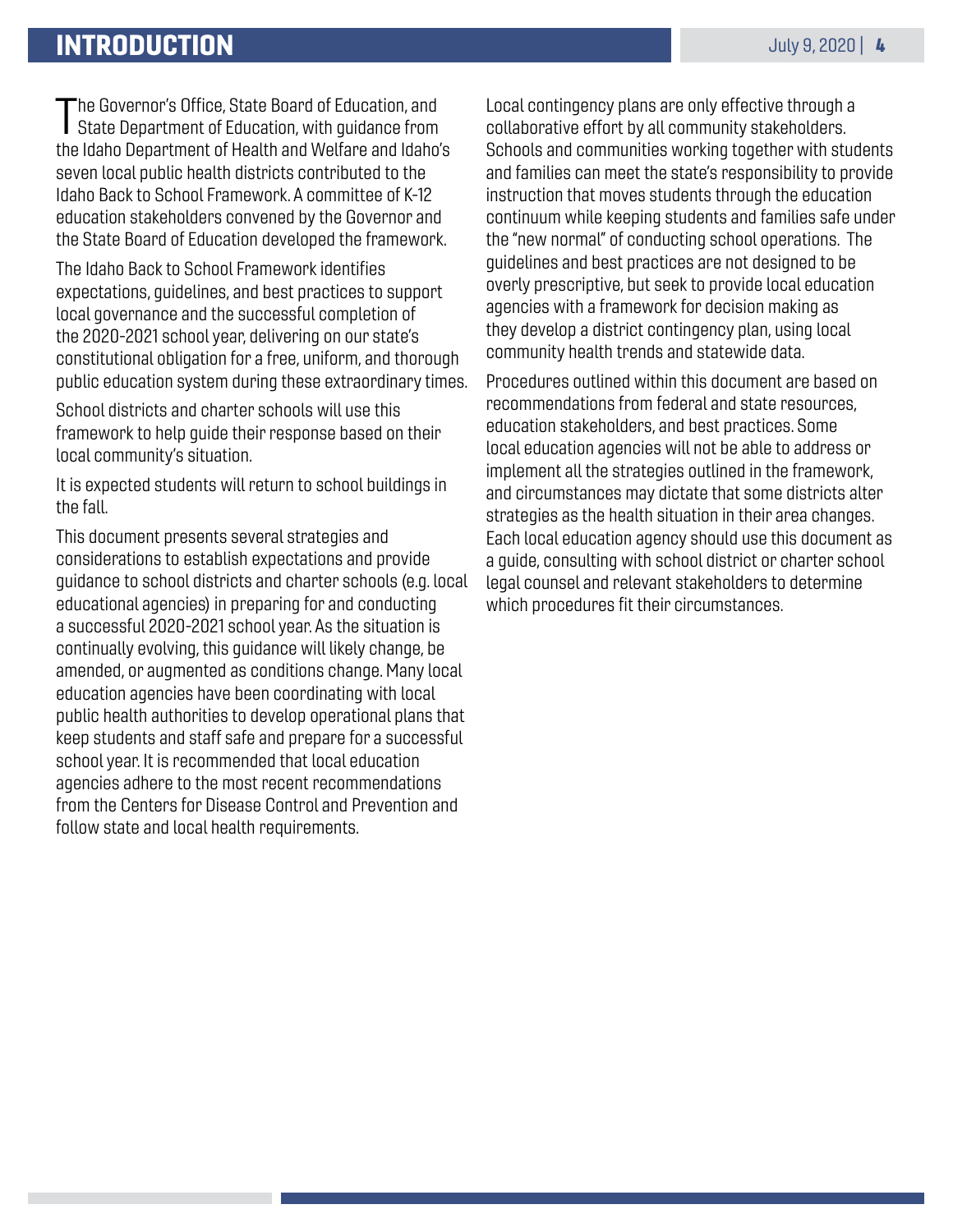# INTRODUCTION

The Governor's Office, State Board of Education, and State Department of Education, with guidance from the Idaho Department of Health and Welfare and Idaho's seven local public health districts contributed to the Idaho Back to School Framework. A committee of K-12 education stakeholders convened by the Governor and the State Board of Education developed the framework.

The Idaho Back to School Framework identifies expectations, guidelines, and best practices to support local governance and the successful completion of the 2020-2021 school year, delivering on our state's constitutional obligation for a free, uniform, and thorough public education system during these extraordinary times.

School districts and charter schools will use this framework to help guide their response based on their local community's situation.

It is expected students will return to school buildings in the fall.

This document presents several strategies and considerations to establish expectations and provide guidance to school districts and charter schools (e.g. local educational agencies) in preparing for and conducting a successful 2020-2021 school year. As the situation is continually evolving, this guidance will likely change, be amended, or augmented as conditions change. Many local education agencies have been coordinating with local public health authorities to develop operational plans that keep students and staff safe and prepare for a successful school year. It is recommended that local education agencies adhere to the most recent recommendations from the Centers for Disease Control and Prevention and follow state and local health requirements.

Local contingency plans are only effective through a collaborative effort by all community stakeholders. Schools and communities working together with students and families can meet the state's responsibility to provide instruction that moves students through the education continuum while keeping students and families safe under the "new normal" of conducting school operations. The guidelines and best practices are not designed to be overly prescriptive, but seek to provide local education agencies with a framework for decision making as they develop a district contingency plan, using local community health trends and statewide data.

Procedures outlined within this document are based on recommendations from federal and state resources, education stakeholders, and best practices. Some local education agencies will not be able to address or implement all the strategies outlined in the framework, and circumstances may dictate that some districts alter strategies as the health situation in their area changes. Each local education agency should use this document as a guide, consulting with school district or charter school legal counsel and relevant stakeholders to determine which procedures fit their circumstances.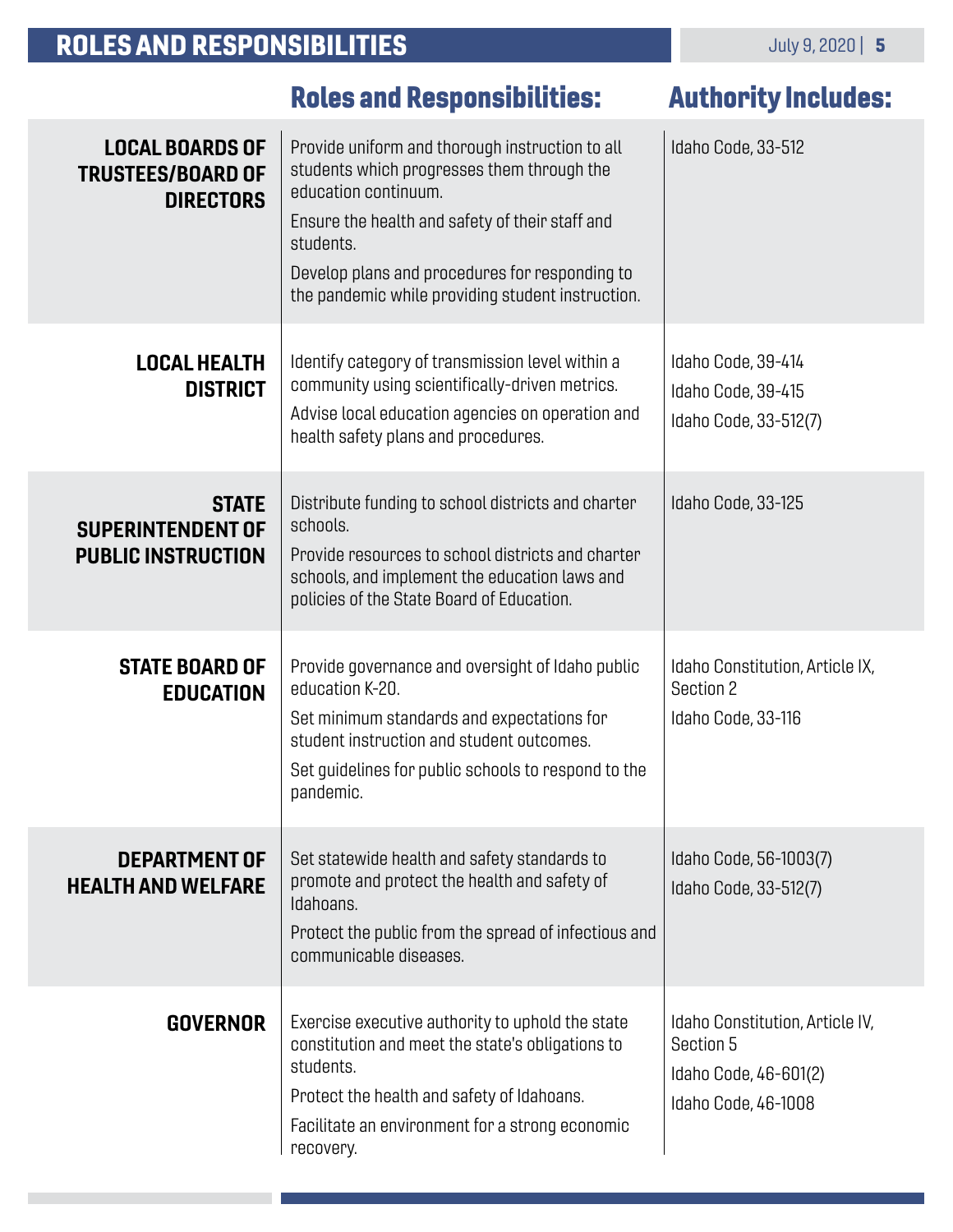# ROLES AND RESPONSIBILITIES

| | Roles and Responsibilities: | Authority Includes: |
|---|---|---|
| **LOCAL BOARDS OF TRUSTEES/BOARD OF DIRECTORS** | Provide uniform and thorough instruction to all students which progresses them through the education continuum.<br>Ensure the health and safety of their staff and students.<br>Develop plans and procedures for responding to the pandemic while providing student instruction. | Idaho Code, 33-512 |
| **LOCAL HEALTH DISTRICT** | Identify category of transmission level within a community using scientifically-driven metrics.<br>Advise local education agencies on operation and health safety plans and procedures. | Idaho Code, 39-414<br>Idaho Code, 39-415<br>Idaho Code, 33-512(7) |
| **STATE SUPERINTENDENT OF PUBLIC INSTRUCTION** | Distribute funding to school districts and charter schools.<br>Provide resources to school districts and charter schools, and implement the education laws and policies of the State Board of Education. | Idaho Code, 33-125 |
| **STATE BOARD OF EDUCATION** | Provide governance and oversight of Idaho public education K-20.<br>Set minimum standards and expectations for student instruction and student outcomes.<br>Set guidelines for public schools to respond to the pandemic. | Idaho Constitution, Article IX, Section 2<br>Idaho Code, 33-116 |
| **DEPARTMENT OF HEALTH AND WELFARE** | Set statewide health and safety standards to promote and protect the health and safety of Idahoans.<br>Protect the public from the spread of infectious and communicable diseases. | Idaho Code, 56-1003(7)<br>Idaho Code, 33-512(7) |
| **GOVERNOR** | Exercise executive authority to uphold the state constitution and meet the state's obligations to students.<br>Protect the health and safety of Idahoans.<br>Facilitate an environment for a strong economic recovery. | Idaho Constitution, Article IV, Section 5<br>Idaho Code, 46-601(2)<br>Idaho Code, 46-1008 |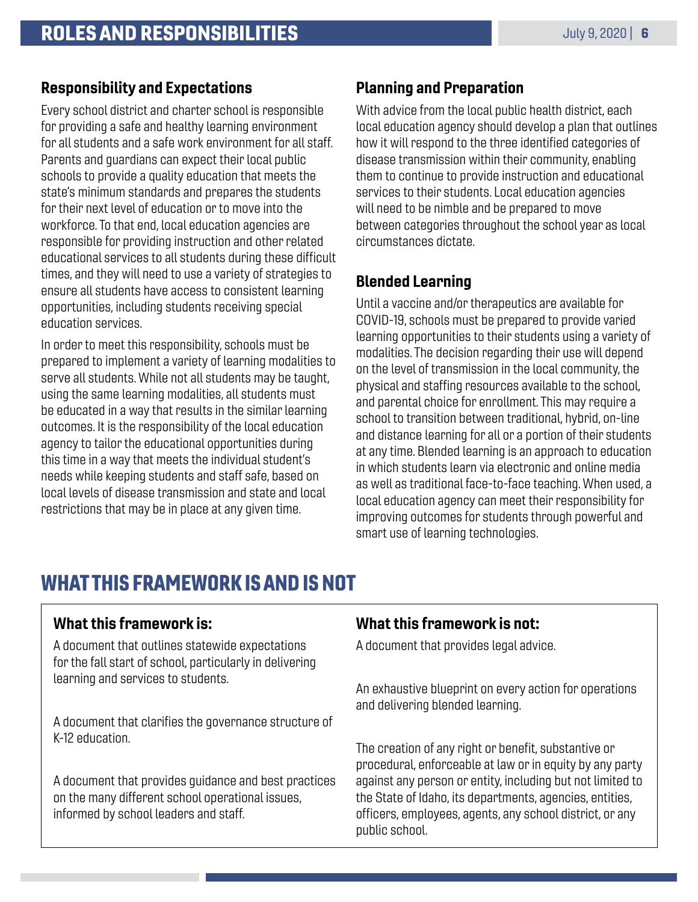# ROLES AND RESPONSIBILITIES

### Responsibility and Expectations

Every school district and charter school is responsible for providing a safe and healthy learning environment for all students and a safe work environment for all staff. Parents and guardians can expect their local public schools to provide a quality education that meets the state's minimum standards and prepares the students for their next level of education or to move into the workforce. To that end, local education agencies are responsible for providing instruction and other related educational services to all students during these difficult times, and they will need to use a variety of strategies to ensure all students have access to consistent learning opportunities, including students receiving special education services.

In order to meet this responsibility, schools must be prepared to implement a variety of learning modalities to serve all students. While not all students may be taught, using the same learning modalities, all students must be educated in a way that results in the similar learning outcomes. It is the responsibility of the local education agency to tailor the educational opportunities during this time in a way that meets the individual student's needs while keeping students and staff safe, based on local levels of disease transmission and state and local restrictions that may be in place at any given time.

### Planning and Preparation

With advice from the local public health district, each local education agency should develop a plan that outlines how it will respond to the three identified categories of disease transmission within their community, enabling them to continue to provide instruction and educational services to their students. Local education agencies will need to be nimble and be prepared to move between categories throughout the school year as local circumstances dictate.

### Blended Learning

Until a vaccine and/or therapeutics are available for COVID-19, schools must be prepared to provide varied learning opportunities to their students using a variety of modalities. The decision regarding their use will depend on the level of transmission in the local community, the physical and staffing resources available to the school, and parental choice for enrollment. This may require a school to transition between traditional, hybrid, on-line and distance learning for all or a portion of their students at any time. Blended learning is an approach to education in which students learn via electronic and online media as well as traditional face-to-face teaching. When used, a local education agency can meet their responsibility for improving outcomes for students through powerful and smart use of learning technologies.

## WHAT THIS FRAMEWORK IS AND IS NOT

### What this framework is:

A document that outlines statewide expectations for the fall start of school, particularly in delivering learning and services to students.

A document that clarifies the governance structure of K-12 education.

A document that provides guidance and best practices on the many different school operational issues, informed by school leaders and staff.

### What this framework is not:

A document that provides legal advice.

An exhaustive blueprint on every action for operations and delivering blended learning.

The creation of any right or benefit, substantive or procedural, enforceable at law or in equity by any party against any person or entity, including but not limited to the State of Idaho, its departments, agencies, entities, officers, employees, agents, any school district, or any public school.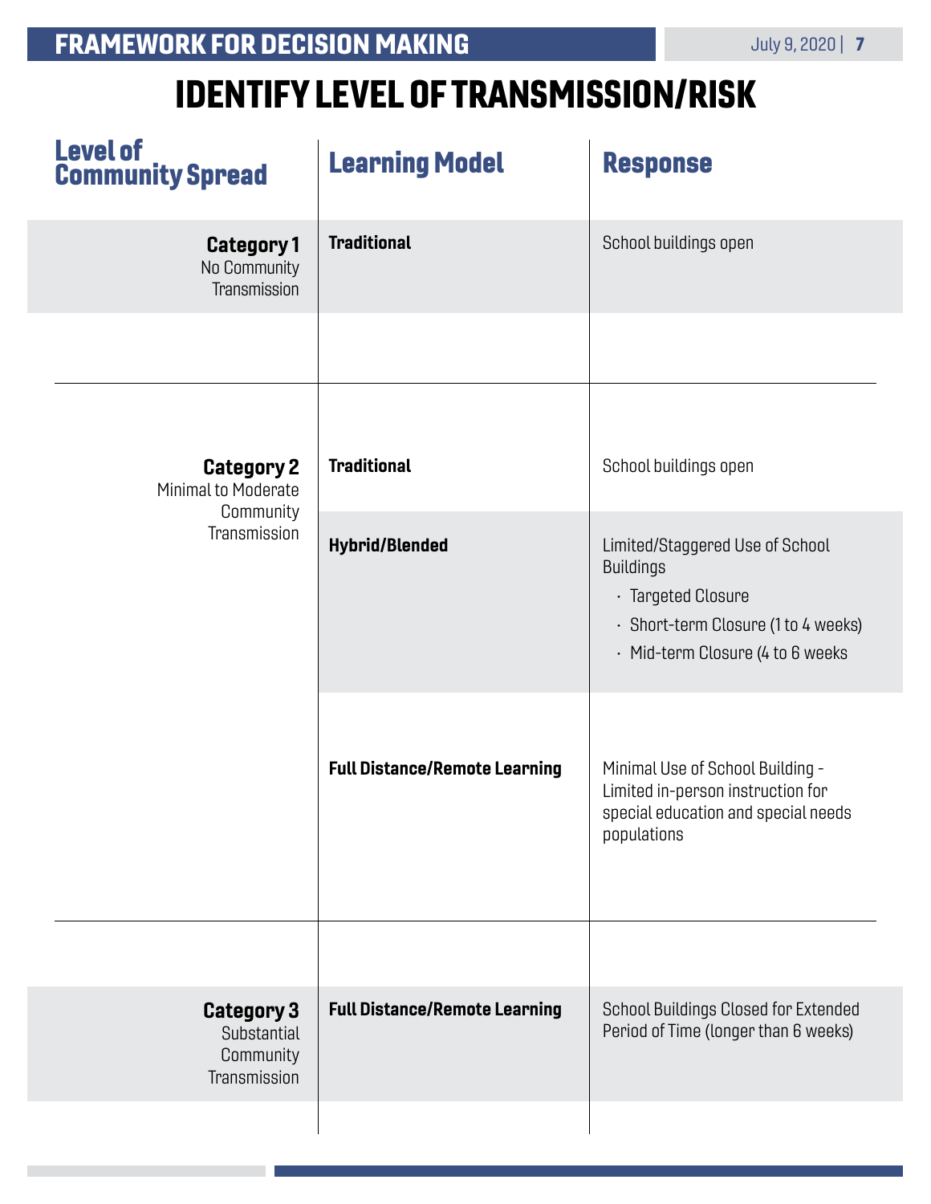# IDENTIFY LEVEL OF TRANSMISSION/RISK

| Level of Community Spread | Learning Model | Response |
|---|---|---|
| **Category 1** No Community Transmission | **Traditional** | School buildings open |
| **Category 2** Minimal to Moderate Community Transmission | **Traditional** | School buildings open |
| | **Hybrid/Blended** | Limited/Staggered Use of School Buildings<br>· Targeted Closure<br>· Short-term Closure (1 to 4 weeks)<br>· Mid-term Closure (4 to 6 weeks |
| | **Full Distance/Remote Learning** | Minimal Use of School Building - Limited in-person instruction for special education and special needs populations |
| **Category 3** Substantial Community Transmission | **Full Distance/Remote Learning** | School Buildings Closed for Extended Period of Time (longer than 6 weeks) |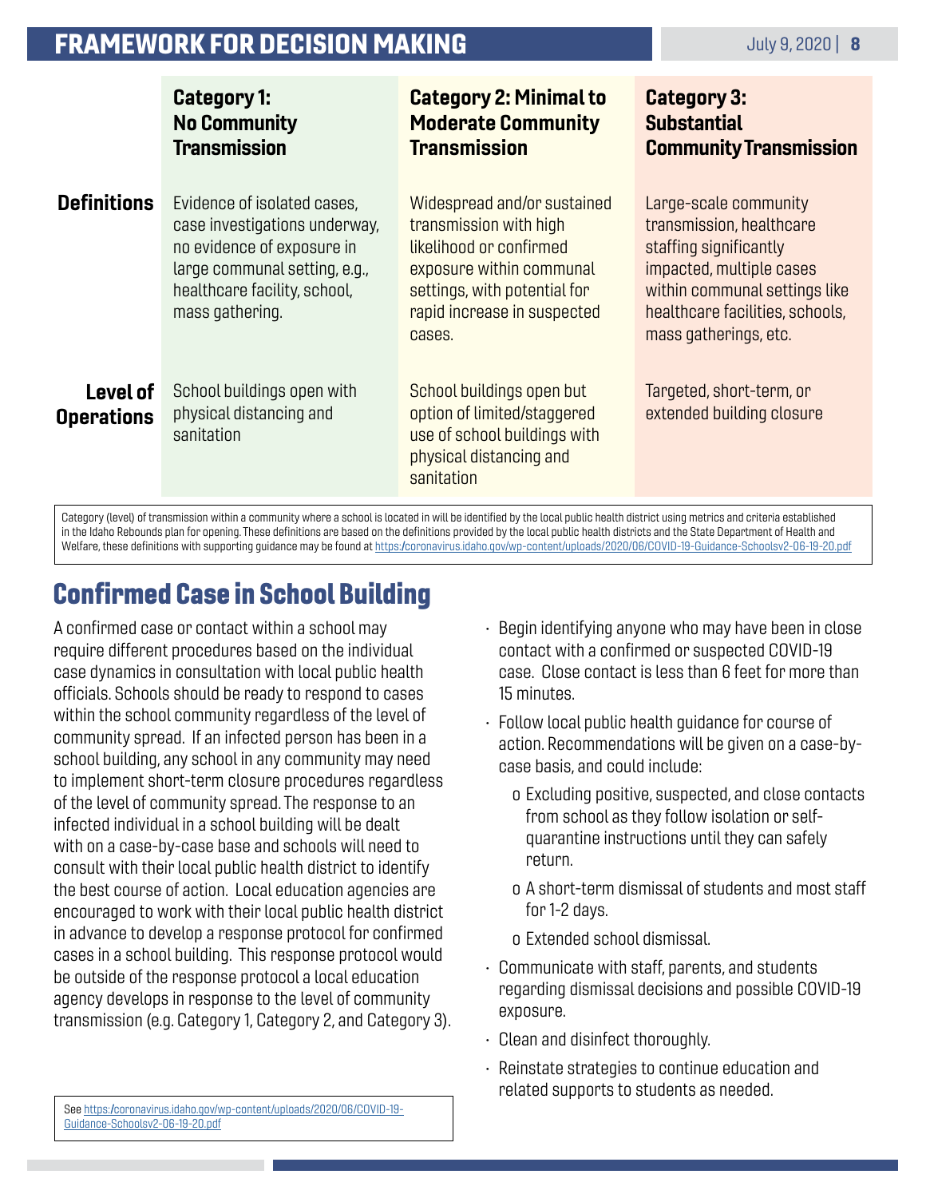# FRAMEWORK FOR DECISION MAKING

| | Category 1: No Community Transmission | Category 2: Minimal to Moderate Community Transmission | Category 3: Substantial Community Transmission |
|---|---|---|---|
| **Definitions** | Evidence of isolated cases, case investigations underway, no evidence of exposure in large communal setting, e.g., healthcare facility, school, mass gathering. | Widespread and/or sustained transmission with high likelihood or confirmed exposure within communal settings, with potential for rapid increase in suspected cases. | Large-scale community transmission, healthcare staffing significantly impacted, multiple cases within communal settings like healthcare facilities, schools, mass gatherings, etc. |
| **Level of Operations** | School buildings open with physical distancing and sanitation | School buildings open but option of limited/staggered use of school buildings with physical distancing and sanitation | Targeted, short-term, or extended building closure |

Category (level) of transmission within a community where a school is located in will be identified by the local public health district using metrics and criteria established in the Idaho Rebounds plan for opening. These definitions are based on the definitions provided by the local public health districts and the State Department of Health and Welfare, these definitions with supporting guidance may be found at https://coronavirus.idaho.gov/wp-content/uploads/2020/06/COVID-19-Guidance-Schoolsv2-06-19-20.pdf

## Confirmed Case in School Building

A confirmed case or contact within a school may require different procedures based on the individual case dynamics in consultation with local public health officials. Schools should be ready to respond to cases within the school community regardless of the level of community spread. If an infected person has been in a school building, any school in any community may need to implement short-term closure procedures regardless of the level of community spread. The response to an infected individual in a school building will be dealt with on a case-by-case base and schools will need to consult with their local public health district to identify the best course of action. Local education agencies are encouraged to work with their local public health district in advance to develop a response protocol for confirmed cases in a school building. This response protocol would be outside of the response protocol a local education agency develops in response to the level of community transmission (e.g. Category 1, Category 2, and Category 3).

See https://coronavirus.idaho.gov/wp-content/uploads/2020/06/COVID-19-Guidance-Schoolsv2-06-19-20.pdf

- Begin identifying anyone who may have been in close contact with a confirmed or suspected COVID-19 case. Close contact is less than 6 feet for more than 15 minutes.
- Follow local public health guidance for course of action. Recommendations will be given on a case-by-case basis, and could include:
  - Excluding positive, suspected, and close contacts from school as they follow isolation or self-quarantine instructions until they can safely return.
  - A short-term dismissal of students and most staff for 1-2 days.
  - Extended school dismissal.
- Communicate with staff, parents, and students regarding dismissal decisions and possible COVID-19 exposure.
- Clean and disinfect thoroughly.
- Reinstate strategies to continue education and related supports to students as needed.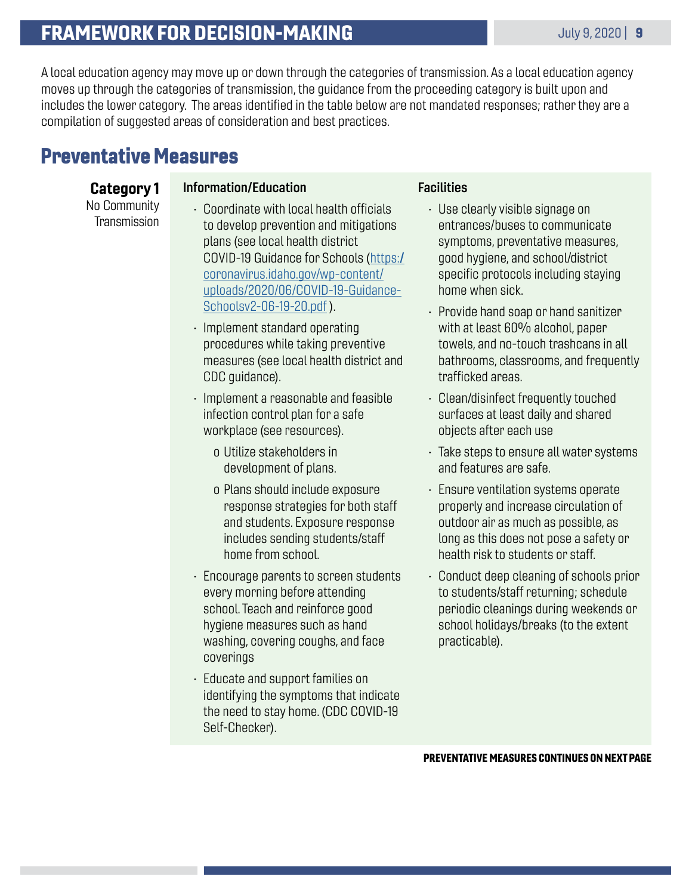A local education agency may move up or down through the categories of transmission. As a local education agency moves up through the categories of transmission, the guidance from the proceeding category is built upon and includes the lower category. The areas identified in the table below are not mandated responses; rather they are a compilation of suggested areas of consideration and best practices.

## Preventative Measures

**Category 1**
No Community Transmission

### Information/Education

- Coordinate with local health officials to develop prevention and mitigations plans (see local health district COVID-19 Guidance for Schools ([https://coronavirus.idaho.gov/wp-content/uploads/2020/06/COVID-19-Guidance-Schoolsv2-06-19-20.pdf](https://coronavirus.idaho.gov/wp-content/uploads/2020/06/COVID-19-Guidance-Schoolsv2-06-19-20.pdf) ).
- Implement standard operating procedures while taking preventive measures (see local health district and CDC guidance).
- Implement a reasonable and feasible infection control plan for a safe workplace (see resources).
  - Utilize stakeholders in development of plans.
  - Plans should include exposure response strategies for both staff and students. Exposure response includes sending students/staff home from school.
- Encourage parents to screen students every morning before attending school. Teach and reinforce good hygiene measures such as hand washing, covering coughs, and face coverings
- Educate and support families on identifying the symptoms that indicate the need to stay home. (CDC COVID-19 Self-Checker).

### Facilities

- Use clearly visible signage on entrances/buses to communicate symptoms, preventative measures, good hygiene, and school/district specific protocols including staying home when sick.
- Provide hand soap or hand sanitizer with at least 60% alcohol, paper towels, and no-touch trashcans in all bathrooms, classrooms, and frequently trafficked areas.
- Clean/disinfect frequently touched surfaces at least daily and shared objects after each use
- Take steps to ensure all water systems and features are safe.
- Ensure ventilation systems operate properly and increase circulation of outdoor air as much as possible, as long as this does not pose a safety or health risk to students or staff.
- Conduct deep cleaning of schools prior to students/staff returning; schedule periodic cleanings during weekends or school holidays/breaks (to the extent practicable).

**PREVENTATIVE MEASURES CONTINUES ON NEXT PAGE**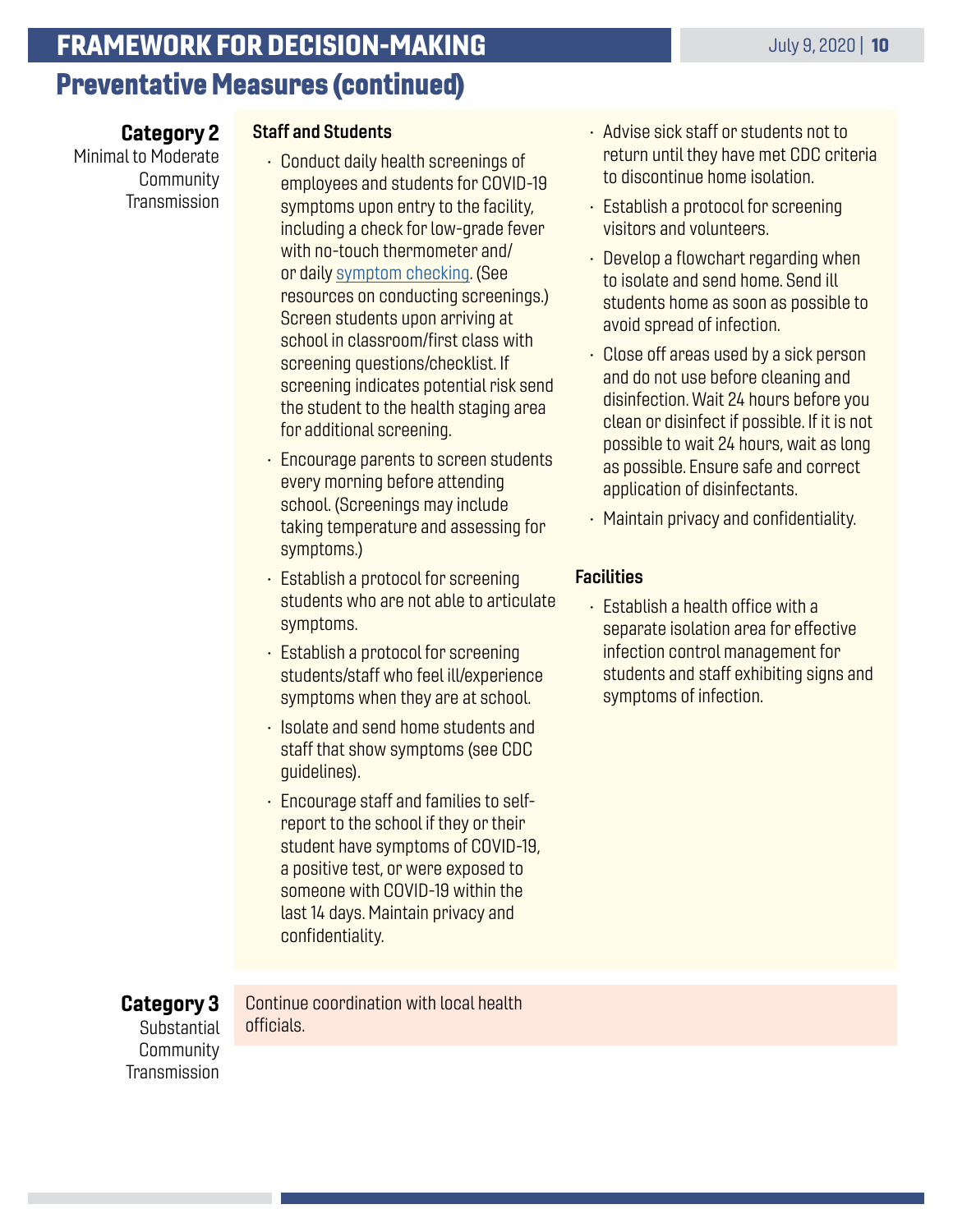## Preventative Measures (continued)

**Category 2**
Minimal to Moderate Community Transmission

**Staff and Students**

- Conduct daily health screenings of employees and students for COVID-19 symptoms upon entry to the facility, including a check for low-grade fever with no-touch thermometer and/or daily symptom checking. (See resources on conducting screenings.) Screen students upon arriving at school in classroom/first class with screening questions/checklist. If screening indicates potential risk send the student to the health staging area for additional screening.
- Encourage parents to screen students every morning before attending school. (Screenings may include taking temperature and assessing for symptoms.)
- Establish a protocol for screening students who are not able to articulate symptoms.
- Establish a protocol for screening students/staff who feel ill/experience symptoms when they are at school.
- Isolate and send home students and staff that show symptoms (see CDC guidelines).
- Encourage staff and families to self-report to the school if they or their student have symptoms of COVID-19, a positive test, or were exposed to someone with COVID-19 within the last 14 days. Maintain privacy and confidentiality.
- Advise sick staff or students not to return until they have met CDC criteria to discontinue home isolation.
- Establish a protocol for screening visitors and volunteers.
- Develop a flowchart regarding when to isolate and send home. Send ill students home as soon as possible to avoid spread of infection.
- Close off areas used by a sick person and do not use before cleaning and disinfection. Wait 24 hours before you clean or disinfect if possible. If it is not possible to wait 24 hours, wait as long as possible. Ensure safe and correct application of disinfectants.
- Maintain privacy and confidentiality.

**Facilities**

- Establish a health office with a separate isolation area for effective infection control management for students and staff exhibiting signs and symptoms of infection.

**Category 3**
Substantial Community Transmission

Continue coordination with local health officials.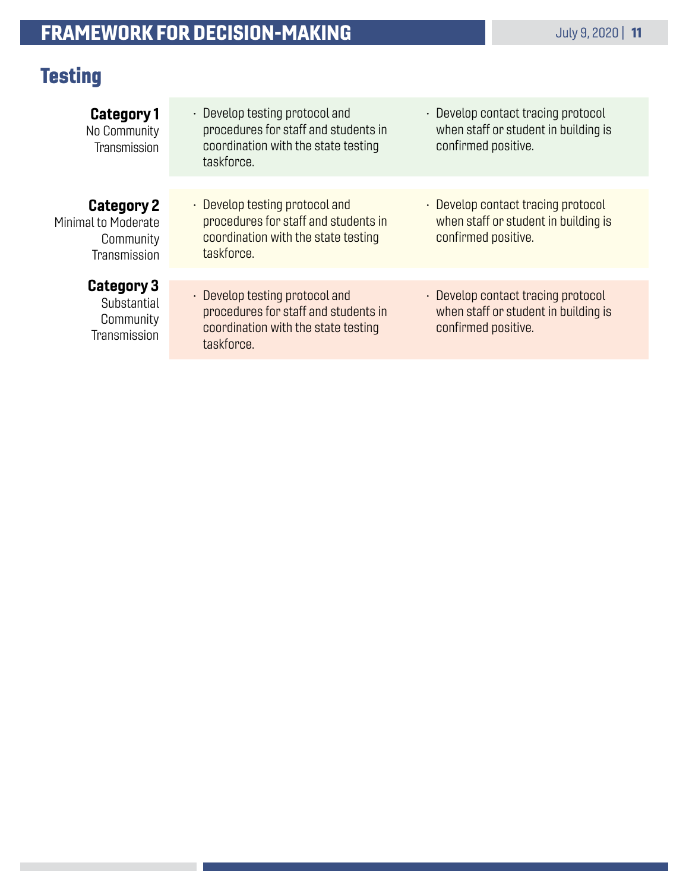## Testing

**Category 1**
No Community Transmission

- Develop testing protocol and procedures for staff and students in coordination with the state testing taskforce.
- Develop contact tracing protocol when staff or student in building is confirmed positive.

**Category 2**
Minimal to Moderate Community Transmission

- Develop testing protocol and procedures for staff and students in coordination with the state testing taskforce.
- Develop contact tracing protocol when staff or student in building is confirmed positive.

**Category 3**
Substantial Community Transmission

- Develop testing protocol and procedures for staff and students in coordination with the state testing taskforce.
- Develop contact tracing protocol when staff or student in building is confirmed positive.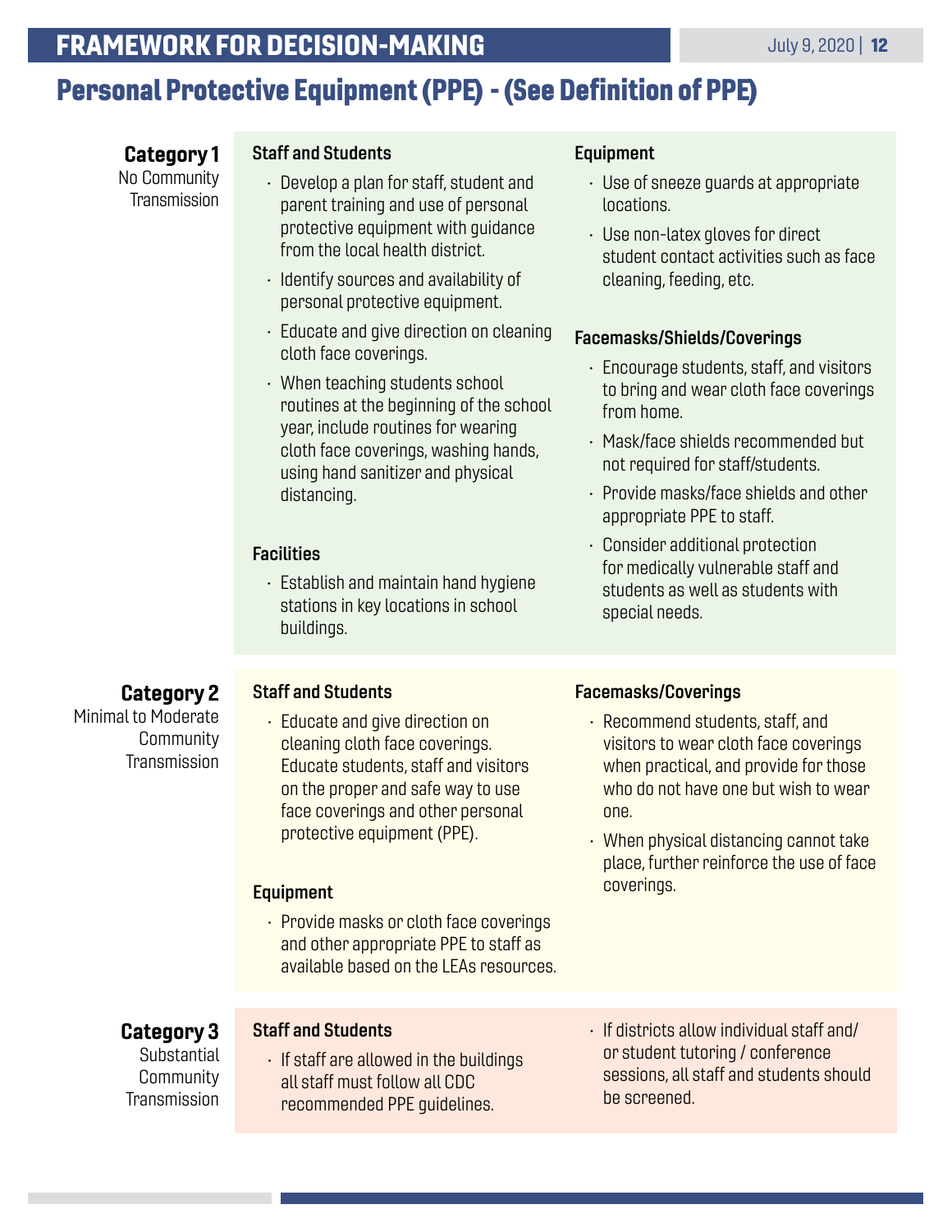# Personal Protective Equipment (PPE) - (See Definition of PPE)

## Category 1
No Community Transmission

### Staff and Students

- Develop a plan for staff, student and parent training and use of personal protective equipment with guidance from the local health district.
- Identify sources and availability of personal protective equipment.
- Educate and give direction on cleaning cloth face coverings.
- When teaching students school routines at the beginning of the school year, include routines for wearing cloth face coverings, washing hands, using hand sanitizer and physical distancing.

### Facilities

- Establish and maintain hand hygiene stations in key locations in school buildings.

### Equipment

- Use of sneeze guards at appropriate locations.
- Use non-latex gloves for direct student contact activities such as face cleaning, feeding, etc.

### Facemasks/Shields/Coverings

- Encourage students, staff, and visitors to bring and wear cloth face coverings from home.
- Mask/face shields recommended but not required for staff/students.
- Provide masks/face shields and other appropriate PPE to staff.
- Consider additional protection for medically vulnerable staff and students as well as students with special needs.

## Category 2
Minimal to Moderate Community Transmission

### Staff and Students

- Educate and give direction on cleaning cloth face coverings. Educate students, staff and visitors on the proper and safe way to use face coverings and other personal protective equipment (PPE).

### Equipment

- Provide masks or cloth face coverings and other appropriate PPE to staff as available based on the LEAs resources.

### Facemasks/Coverings

- Recommend students, staff, and visitors to wear cloth face coverings when practical, and provide for those who do not have one but wish to wear one.
- When physical distancing cannot take place, further reinforce the use of face coverings.

## Category 3
Substantial Community Transmission

### Staff and Students

- If staff are allowed in the buildings all staff must follow all CDC recommended PPE guidelines.
- If districts allow individual staff and/or student tutoring / conference sessions, all staff and students should be screened.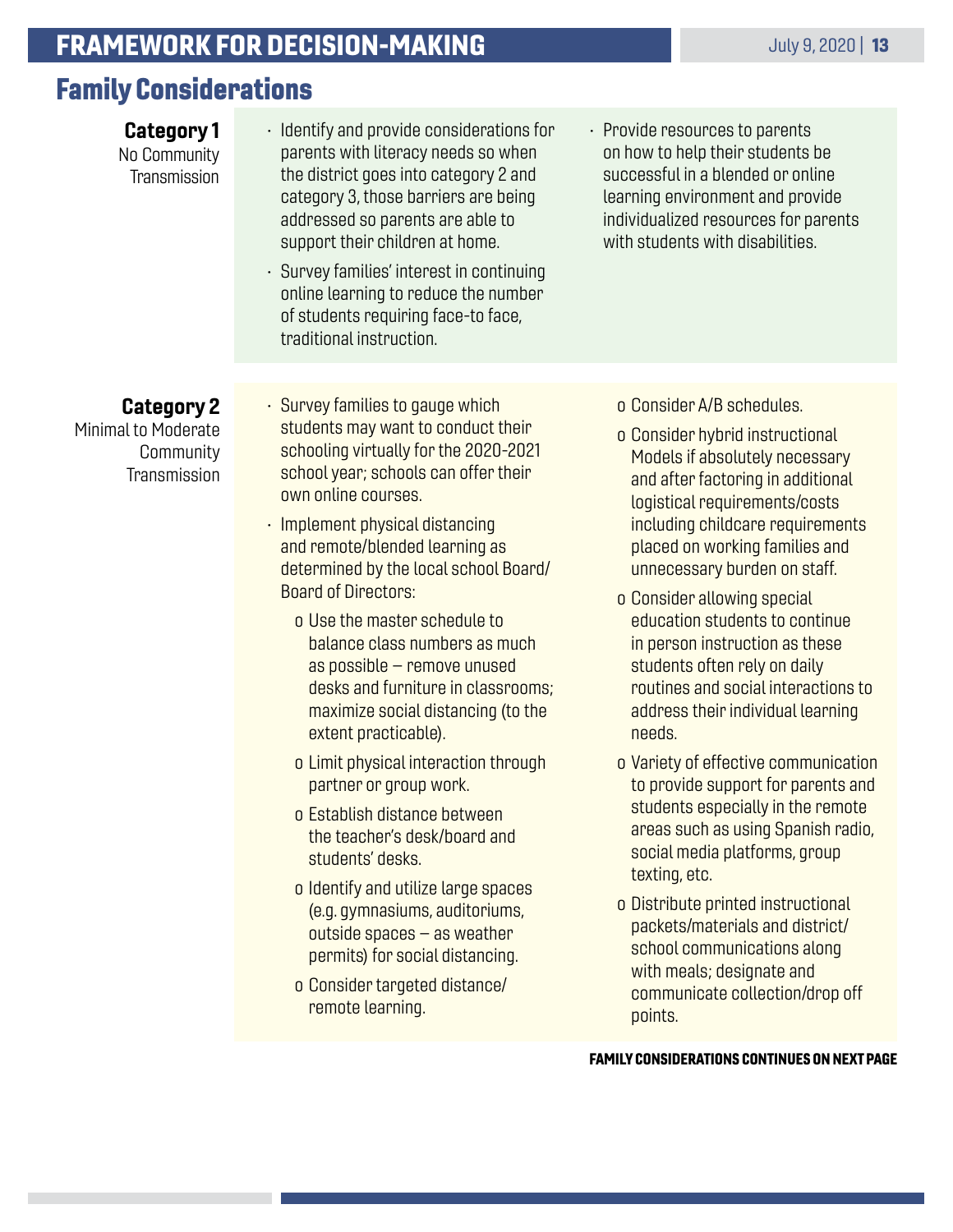## Family Considerations

**Category 1**
No Community Transmission

- Identify and provide considerations for parents with literacy needs so when the district goes into category 2 and category 3, those barriers are being addressed so parents are able to support their children at home.
- Survey families' interest in continuing online learning to reduce the number of students requiring face-to face, traditional instruction.
- Provide resources to parents on how to help their students be successful in a blended or online learning environment and provide individualized resources for parents with students with disabilities.

**Category 2**
Minimal to Moderate Community Transmission

- Survey families to gauge which students may want to conduct their schooling virtually for the 2020-2021 school year; schools can offer their own online courses.
- Implement physical distancing and remote/blended learning as determined by the local school Board/Board of Directors:
  - Use the master schedule to balance class numbers as much as possible – remove unused desks and furniture in classrooms; maximize social distancing (to the extent practicable).
  - Limit physical interaction through partner or group work.
  - Establish distance between the teacher's desk/board and students' desks.
  - Identify and utilize large spaces (e.g. gymnasiums, auditoriums, outside spaces – as weather permits) for social distancing.
  - Consider targeted distance/remote learning.
  - Consider A/B schedules.
  - Consider hybrid instructional Models if absolutely necessary and after factoring in additional logistical requirements/costs including childcare requirements placed on working families and unnecessary burden on staff.
  - Consider allowing special education students to continue in person instruction as these students often rely on daily routines and social interactions to address their individual learning needs.
  - Variety of effective communication to provide support for parents and students especially in the remote areas such as using Spanish radio, social media platforms, group texting, etc.
  - Distribute printed instructional packets/materials and district/school communications along with meals; designate and communicate collection/drop off points.

**FAMILY CONSIDERATIONS CONTINUES ON NEXT PAGE**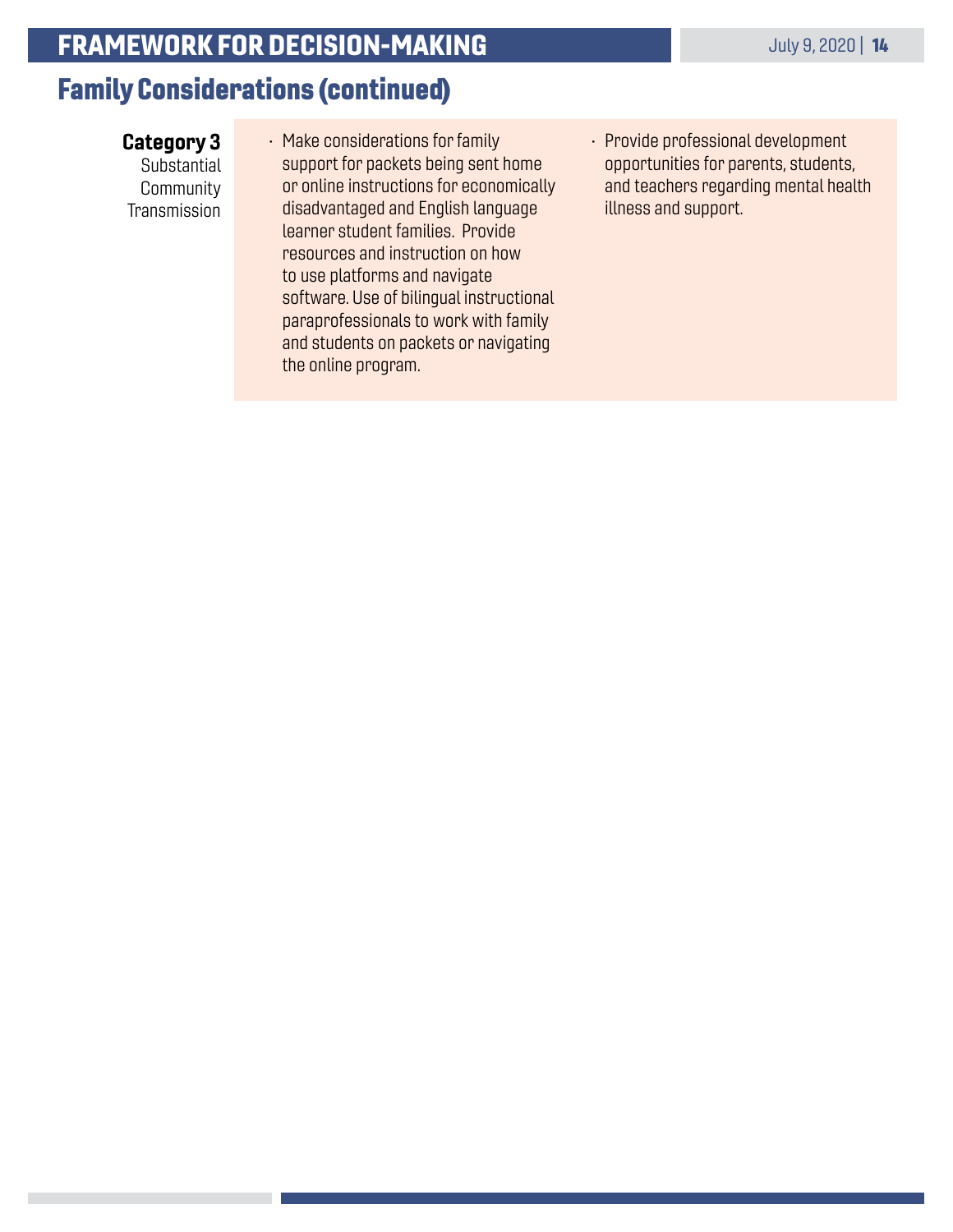## Family Considerations (continued)

**Category 3**
Substantial Community Transmission

- Make considerations for family support for packets being sent home or online instructions for economically disadvantaged and English language learner student families. Provide resources and instruction on how to use platforms and navigate software. Use of bilingual instructional paraprofessionals to work with family and students on packets or navigating the online program.
- Provide professional development opportunities for parents, students, and teachers regarding mental health illness and support.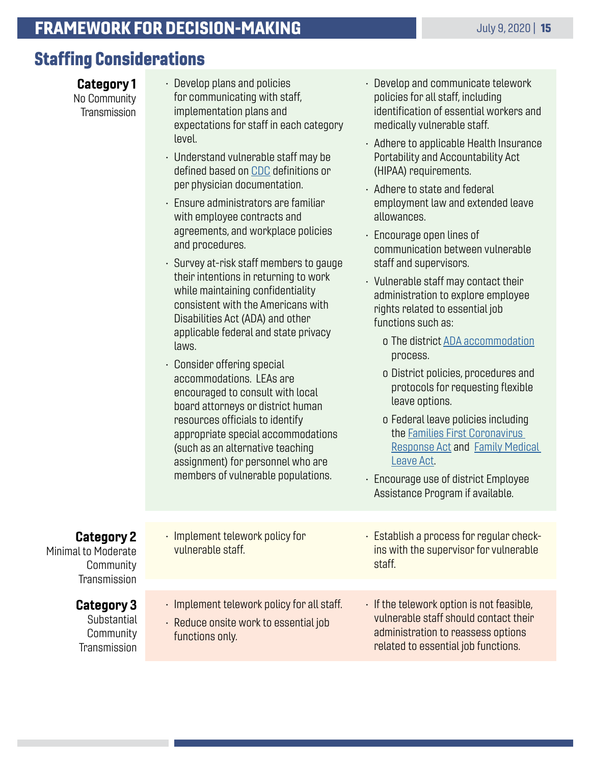## Staffing Considerations

### Category 1
No Community Transmission

- Develop plans and policies for communicating with staff, implementation plans and expectations for staff in each category level.
- Understand vulnerable staff may be defined based on CDC definitions or per physician documentation.
- Ensure administrators are familiar with employee contracts and agreements, and workplace policies and procedures.
- Survey at-risk staff members to gauge their intentions in returning to work while maintaining confidentiality consistent with the Americans with Disabilities Act (ADA) and other applicable federal and state privacy laws.
- Consider offering special accommodations. LEAs are encouraged to consult with local board attorneys or district human resources officials to identify appropriate special accommodations (such as an alternative teaching assignment) for personnel who are members of vulnerable populations.
- Develop and communicate telework policies for all staff, including identification of essential workers and medically vulnerable staff.
- Adhere to applicable Health Insurance Portability and Accountability Act (HIPAA) requirements.
- Adhere to state and federal employment law and extended leave allowances.
- Encourage open lines of communication between vulnerable staff and supervisors.
- Vulnerable staff may contact their administration to explore employee rights related to essential job functions such as:
  - The district ADA accommodation process.
  - District policies, procedures and protocols for requesting flexible leave options.
  - Federal leave policies including the Families First Coronavirus Response Act and Family Medical Leave Act.
- Encourage use of district Employee Assistance Program if available.

### Category 2
Minimal to Moderate Community Transmission

- Implement telework policy for vulnerable staff.
- Establish a process for regular check-ins with the supervisor for vulnerable staff.

### Category 3
Substantial Community Transmission

- Implement telework policy for all staff.
- Reduce onsite work to essential job functions only.
- If the telework option is not feasible, vulnerable staff should contact their administration to reassess options related to essential job functions.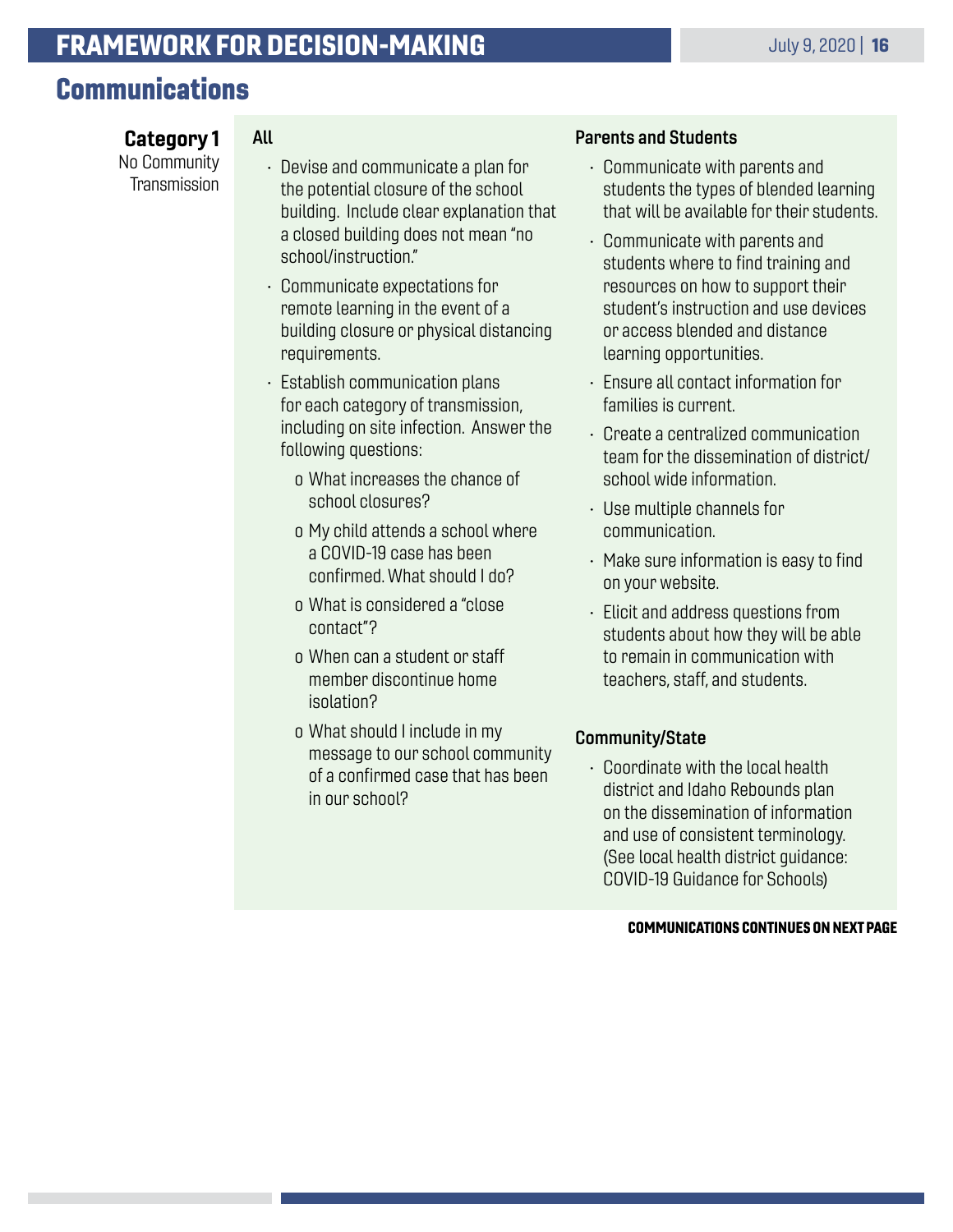## Communications

**Category 1**
No Community Transmission

**All**

- Devise and communicate a plan for the potential closure of the school building. Include clear explanation that a closed building does not mean "no school/instruction."
- Communicate expectations for remote learning in the event of a building closure or physical distancing requirements.
- Establish communication plans for each category of transmission, including on site infection. Answer the following questions:
  - What increases the chance of school closures?
  - My child attends a school where a COVID-19 case has been confirmed. What should I do?
  - What is considered a "close contact"?
  - When can a student or staff member discontinue home isolation?
  - What should I include in my message to our school community of a confirmed case that has been in our school?

**Parents and Students**

- Communicate with parents and students the types of blended learning that will be available for their students.
- Communicate with parents and students where to find training and resources on how to support their student's instruction and use devices or access blended and distance learning opportunities.
- Ensure all contact information for families is current.
- Create a centralized communication team for the dissemination of district/school wide information.
- Use multiple channels for communication.
- Make sure information is easy to find on your website.
- Elicit and address questions from students about how they will be able to remain in communication with teachers, staff, and students.

**Community/State**

- Coordinate with the local health district and Idaho Rebounds plan on the dissemination of information and use of consistent terminology. (See local health district guidance: COVID-19 Guidance for Schools)

**COMMUNICATIONS CONTINUES ON NEXT PAGE**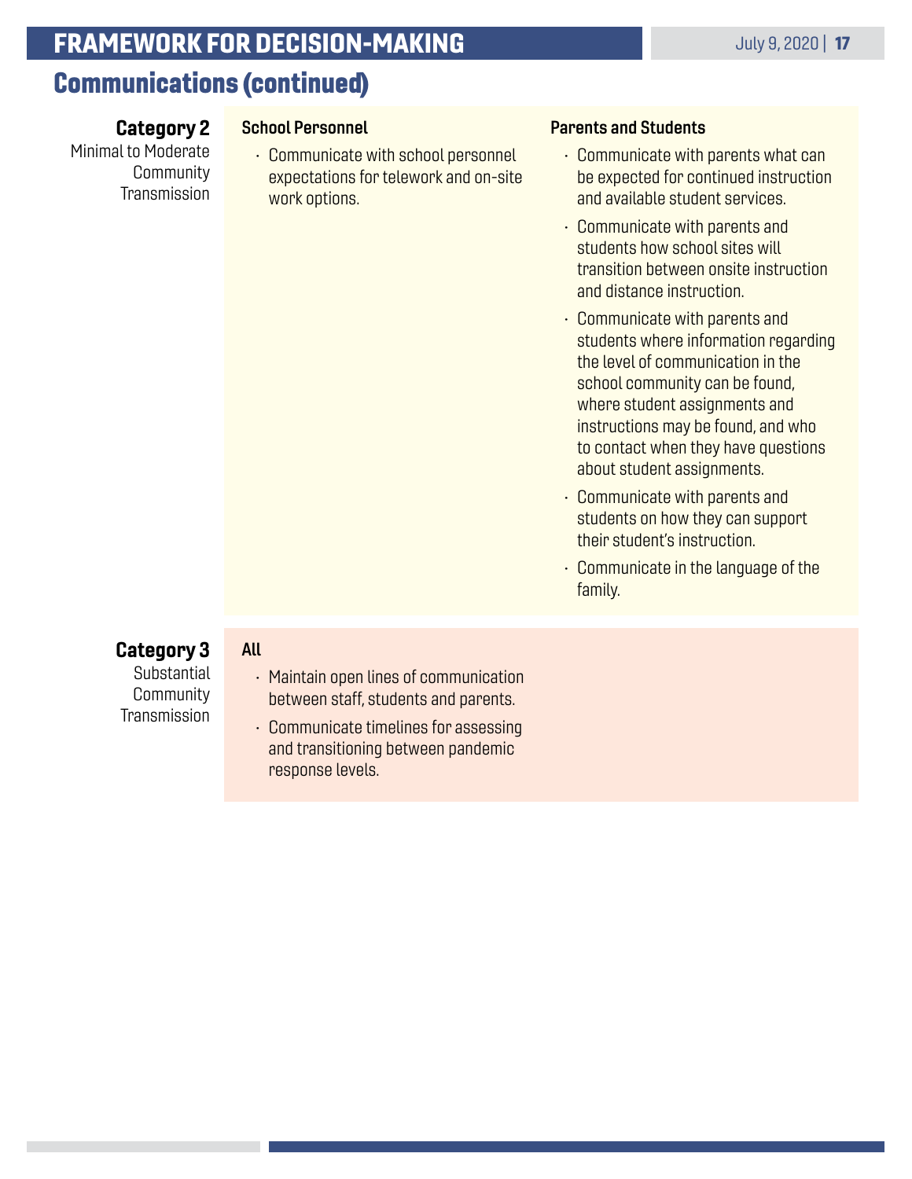## Communications (continued)

### Category 2

Minimal to Moderate Community Transmission

**School Personnel**

- Communicate with school personnel expectations for telework and on-site work options.

**Parents and Students**

- Communicate with parents what can be expected for continued instruction and available student services.
- Communicate with parents and students how school sites will transition between onsite instruction and distance instruction.
- Communicate with parents and students where information regarding the level of communication in the school community can be found, where student assignments and instructions may be found, and who to contact when they have questions about student assignments.
- Communicate with parents and students on how they can support their student's instruction.
- Communicate in the language of the family.

### Category 3

Substantial Community Transmission

**All**

- Maintain open lines of communication between staff, students and parents.
- Communicate timelines for assessing and transitioning between pandemic response levels.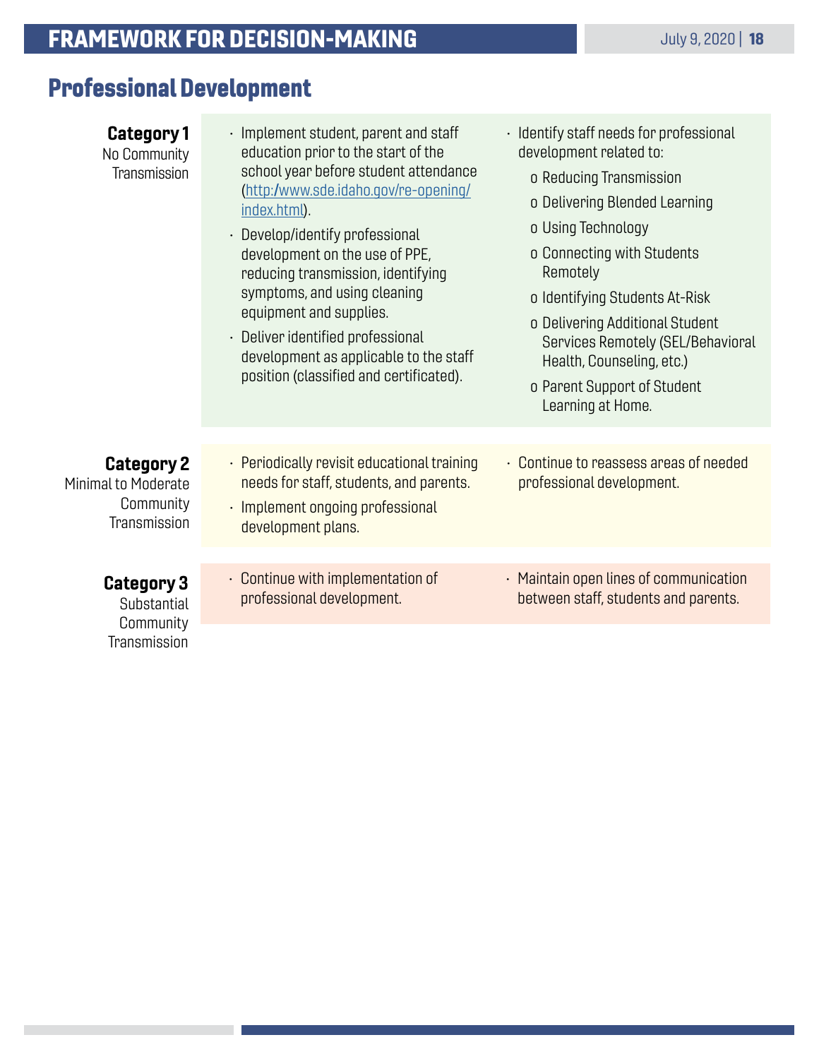## Professional Development

**Category 1**
No Community Transmission

- Implement student, parent and staff education prior to the start of the school year before student attendance ([http:/www.sde.idaho.gov/re-opening/index.html](http:/www.sde.idaho.gov/re-opening/index.html)).
- Develop/identify professional development on the use of PPE, reducing transmission, identifying symptoms, and using cleaning equipment and supplies.
- Deliver identified professional development as applicable to the staff position (classified and certificated).
- Identify staff needs for professional development related to:
  - o Reducing Transmission
  - o Delivering Blended Learning
  - o Using Technology
  - o Connecting with Students Remotely
  - o Identifying Students At-Risk
  - o Delivering Additional Student Services Remotely (SEL/Behavioral Health, Counseling, etc.)
  - o Parent Support of Student Learning at Home.

**Category 2**
Minimal to Moderate Community Transmission

- Periodically revisit educational training needs for staff, students, and parents.
- Implement ongoing professional development plans.
- Continue to reassess areas of needed professional development.

**Category 3**
Substantial Community Transmission

- Continue with implementation of professional development.
- Maintain open lines of communication between staff, students and parents.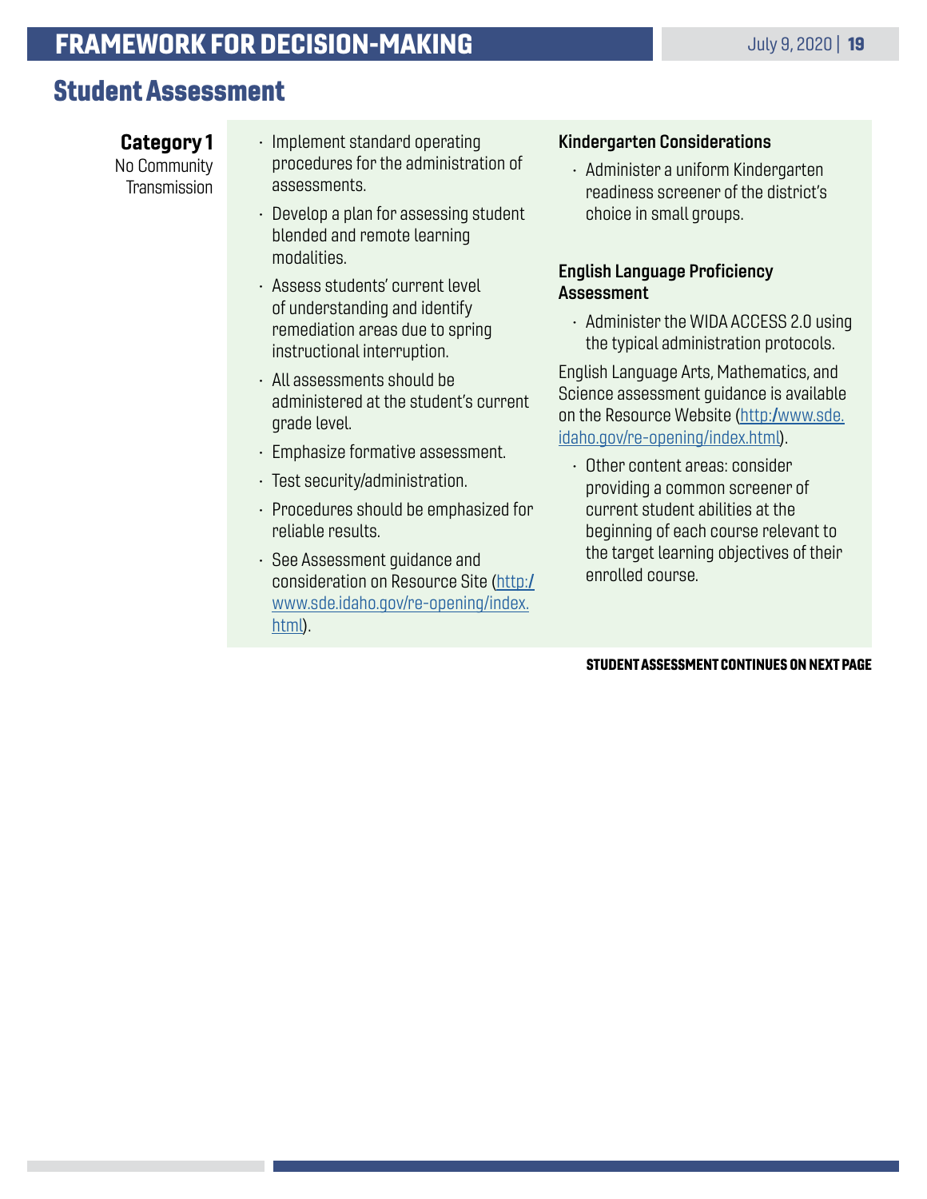## Student Assessment

**Category 1**
No Community Transmission

- Implement standard operating procedures for the administration of assessments.
- Develop a plan for assessing student blended and remote learning modalities.
- Assess students' current level of understanding and identify remediation areas due to spring instructional interruption.
- All assessments should be administered at the student's current grade level.
- Emphasize formative assessment.
- Test security/administration.
- Procedures should be emphasized for reliable results.
- See Assessment guidance and consideration on Resource Site (http:/www.sde.idaho.gov/re-opening/index.html).

**Kindergarten Considerations**

- Administer a uniform Kindergarten readiness screener of the district's choice in small groups.

**English Language Proficiency Assessment**

- Administer the WIDA ACCESS 2.0 using the typical administration protocols.

English Language Arts, Mathematics, and Science assessment guidance is available on the Resource Website (http:/www.sde.idaho.gov/re-opening/index.html).

- Other content areas: consider providing a common screener of current student abilities at the beginning of each course relevant to the target learning objectives of their enrolled course.

**STUDENT ASSESSMENT CONTINUES ON NEXT PAGE**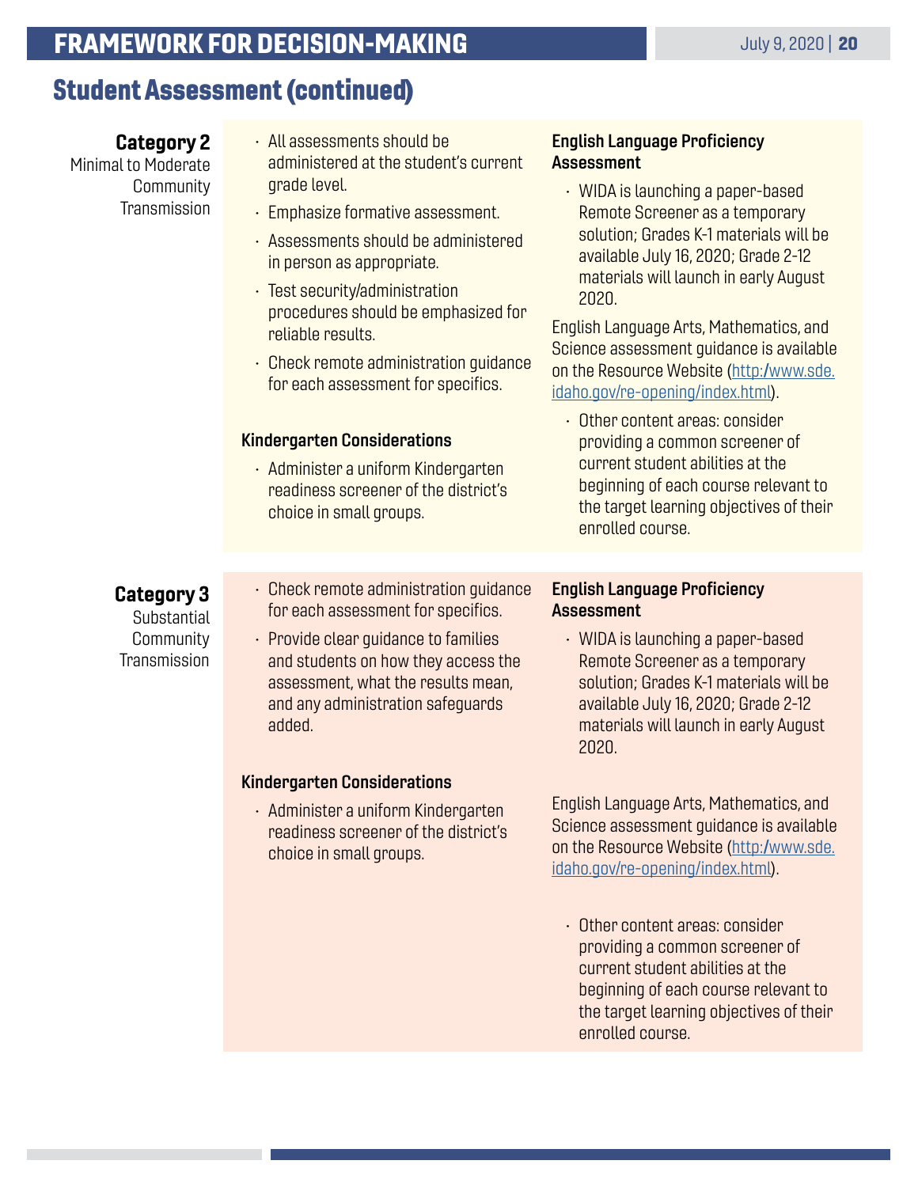## Student Assessment (continued)

### Category 2
Minimal to Moderate Community Transmission

- All assessments should be administered at the student's current grade level.
- Emphasize formative assessment.
- Assessments should be administered in person as appropriate.
- Test security/administration procedures should be emphasized for reliable results.
- Check remote administration guidance for each assessment for specifics.

**Kindergarten Considerations**

- Administer a uniform Kindergarten readiness screener of the district's choice in small groups.

**English Language Proficiency Assessment**

- WIDA is launching a paper-based Remote Screener as a temporary solution; Grades K-1 materials will be available July 16, 2020; Grade 2-12 materials will launch in early August 2020.

English Language Arts, Mathematics, and Science assessment guidance is available on the Resource Website (http:/www.sde.idaho.gov/re-opening/index.html).

- Other content areas: consider providing a common screener of current student abilities at the beginning of each course relevant to the target learning objectives of their enrolled course.

### Category 3
Substantial Community Transmission

- Check remote administration guidance for each assessment for specifics.
- Provide clear guidance to families and students on how they access the assessment, what the results mean, and any administration safeguards added.

**Kindergarten Considerations**

- Administer a uniform Kindergarten readiness screener of the district's choice in small groups.

**English Language Proficiency Assessment**

- WIDA is launching a paper-based Remote Screener as a temporary solution; Grades K-1 materials will be available July 16, 2020; Grade 2-12 materials will launch in early August 2020.

English Language Arts, Mathematics, and Science assessment guidance is available on the Resource Website (http:/www.sde.idaho.gov/re-opening/index.html).

- Other content areas: consider providing a common screener of current student abilities at the beginning of each course relevant to the target learning objectives of their enrolled course.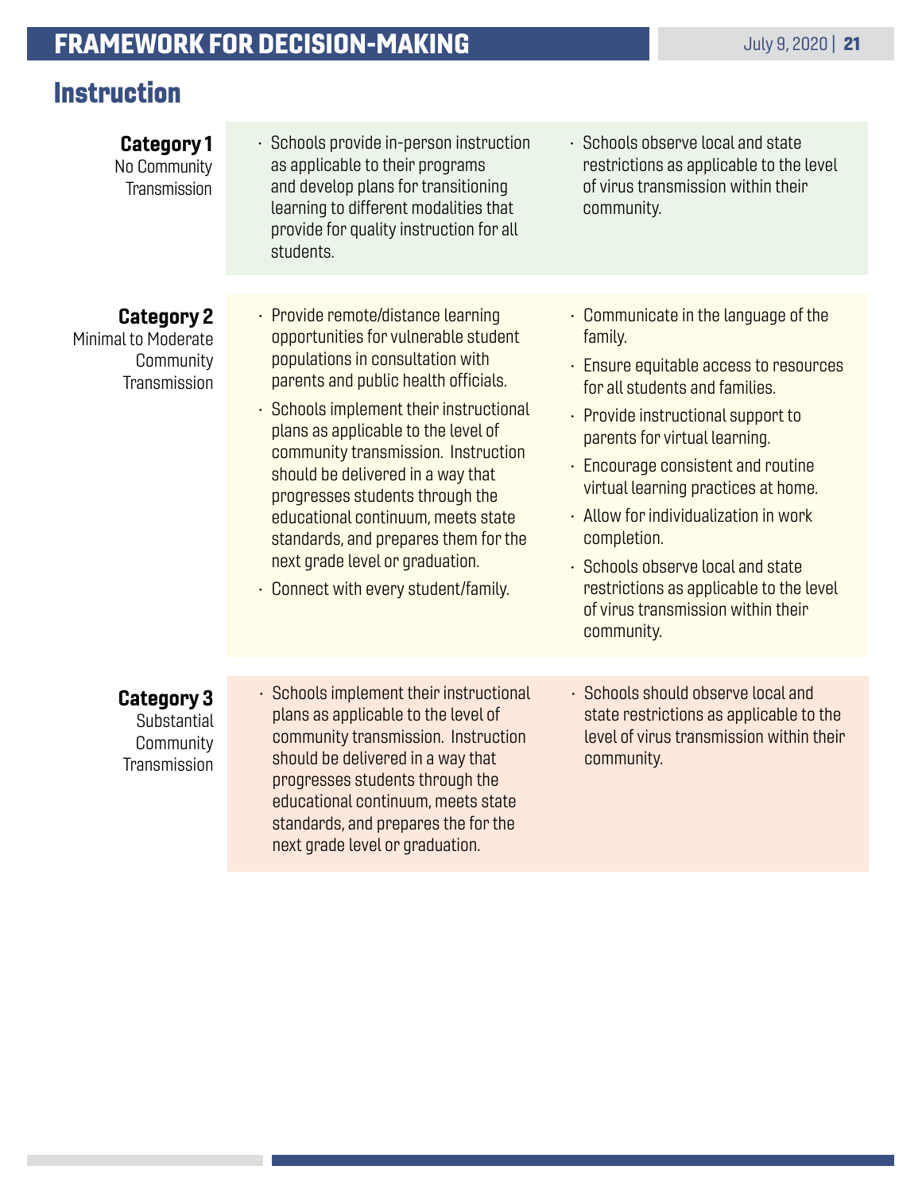## Instruction

**Category 1**
No Community Transmission

- Schools provide in-person instruction as applicable to their programs and develop plans for transitioning learning to different modalities that provide for quality instruction for all students.
- Schools observe local and state restrictions as applicable to the level of virus transmission within their community.

**Category 2**
Minimal to Moderate Community Transmission

- Provide remote/distance learning opportunities for vulnerable student populations in consultation with parents and public health officials.
- Schools implement their instructional plans as applicable to the level of community transmission. Instruction should be delivered in a way that progresses students through the educational continuum, meets state standards, and prepares them for the next grade level or graduation.
- Connect with every student/family.
- Communicate in the language of the family.
- Ensure equitable access to resources for all students and families.
- Provide instructional support to parents for virtual learning.
- Encourage consistent and routine virtual learning practices at home.
- Allow for individualization in work completion.
- Schools observe local and state restrictions as applicable to the level of virus transmission within their community.

**Category 3**
Substantial Community Transmission

- Schools implement their instructional plans as applicable to the level of community transmission. Instruction should be delivered in a way that progresses students through the educational continuum, meets state standards, and prepares the for the next grade level or graduation.
- Schools should observe local and state restrictions as applicable to the level of virus transmission within their community.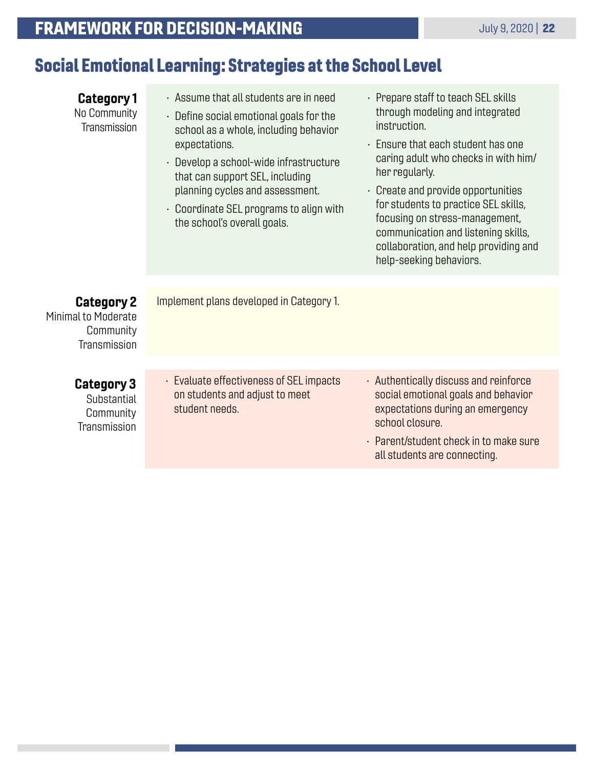## Social Emotional Learning: Strategies at the School Level

**Category 1**
No Community Transmission

- Assume that all students are in need
- Define social emotional goals for the school as a whole, including behavior expectations.
- Develop a school-wide infrastructure that can support SEL, including planning cycles and assessment.
- Coordinate SEL programs to align with the school's overall goals.
- Prepare staff to teach SEL skills through modeling and integrated instruction.
- Ensure that each student has one caring adult who checks in with him/her regularly.
- Create and provide opportunities for students to practice SEL skills, focusing on stress-management, communication and listening skills, collaboration, and help providing and help-seeking behaviors.

**Category 2**
Minimal to Moderate Community Transmission

Implement plans developed in Category 1.

**Category 3**
Substantial Community Transmission

- Evaluate effectiveness of SEL impacts on students and adjust to meet student needs.
- Authentically discuss and reinforce social emotional goals and behavior expectations during an emergency school closure.
- Parent/student check in to make sure all students are connecting.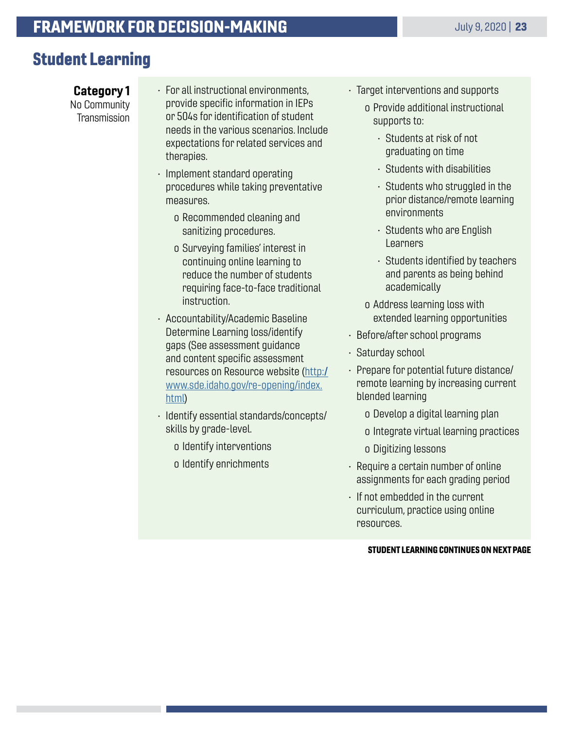## Student Learning

**Category 1**
No Community Transmission

- For all instructional environments, provide specific information in IEPs or 504s for identification of student needs in the various scenarios. Include expectations for related services and therapies.
- Implement standard operating procedures while taking preventative measures.
  - o Recommended cleaning and sanitizing procedures.
  - o Surveying families' interest in continuing online learning to reduce the number of students requiring face-to-face traditional instruction.
- Accountability/Academic Baseline Determine Learning loss/identify gaps (See assessment guidance and content specific assessment resources on Resource website (http:/www.sde.idaho.gov/re-opening/index.html)
- Identify essential standards/concepts/skills by grade-level.
  - o Identify interventions
  - o Identify enrichments
- Target interventions and supports
  - o Provide additional instructional supports to:
    - Students at risk of not graduating on time
    - Students with disabilities
    - Students who struggled in the prior distance/remote learning environments
    - Students who are English Learners
    - Students identified by teachers and parents as being behind academically
  - o Address learning loss with extended learning opportunities
- Before/after school programs
- Saturday school
- Prepare for potential future distance/remote learning by increasing current blended learning
  - o Develop a digital learning plan
  - o Integrate virtual learning practices
  - o Digitizing lessons
- Require a certain number of online assignments for each grading period
- If not embedded in the current curriculum, practice using online resources.

**STUDENT LEARNING CONTINUES ON NEXT PAGE**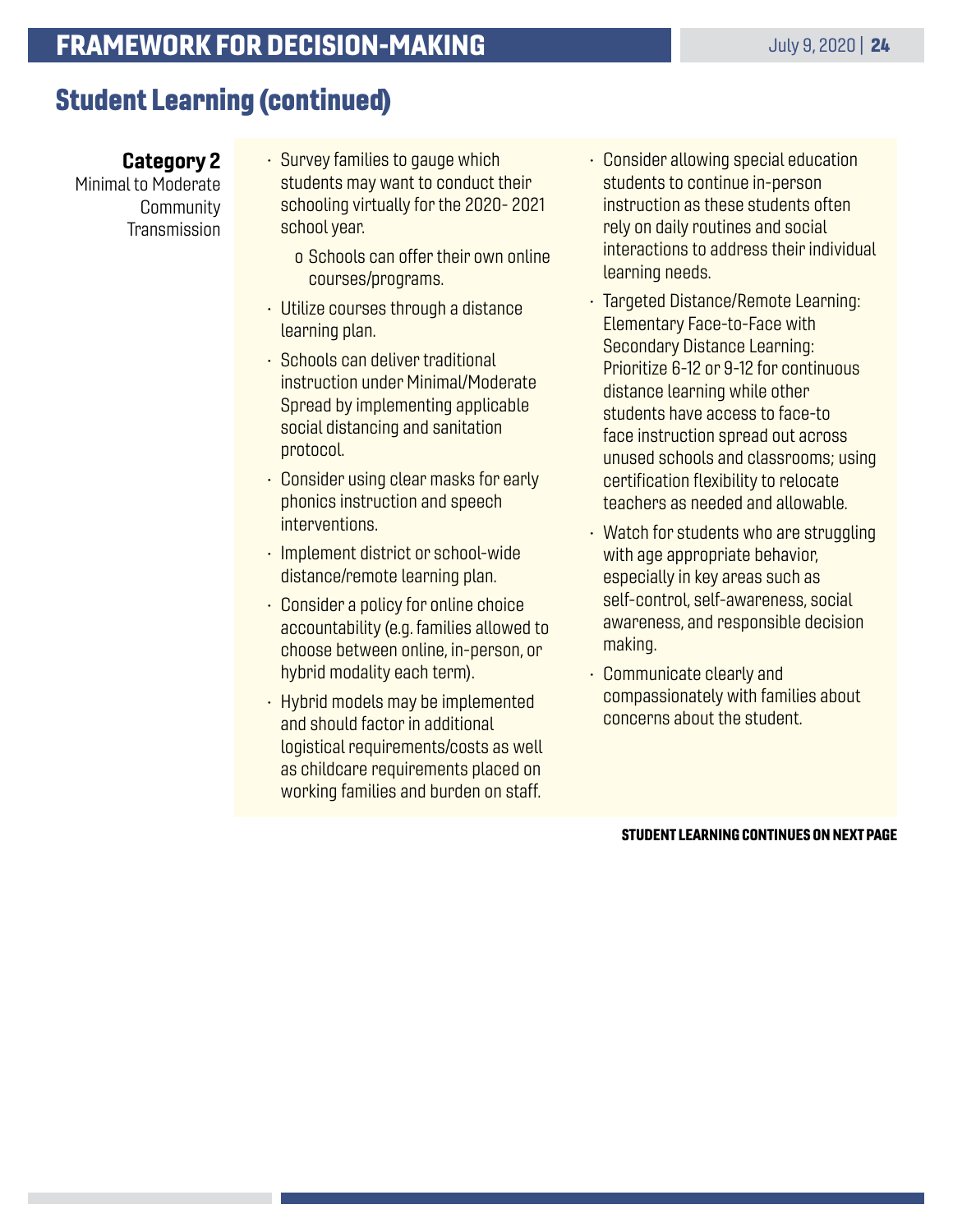## Student Learning (continued)

**Category 2**
Minimal to Moderate Community Transmission

- Survey families to gauge which students may want to conduct their schooling virtually for the 2020- 2021 school year.
  - Schools can offer their own online courses/programs.
- Utilize courses through a distance learning plan.
- Schools can deliver traditional instruction under Minimal/Moderate Spread by implementing applicable social distancing and sanitation protocol.
- Consider using clear masks for early phonics instruction and speech interventions.
- Implement district or school-wide distance/remote learning plan.
- Consider a policy for online choice accountability (e.g. families allowed to choose between online, in-person, or hybrid modality each term).
- Hybrid models may be implemented and should factor in additional logistical requirements/costs as well as childcare requirements placed on working families and burden on staff.
- Consider allowing special education students to continue in-person instruction as these students often rely on daily routines and social interactions to address their individual learning needs.
- Targeted Distance/Remote Learning: Elementary Face-to-Face with Secondary Distance Learning: Prioritize 6-12 or 9-12 for continuous distance learning while other students have access to face-to face instruction spread out across unused schools and classrooms; using certification flexibility to relocate teachers as needed and allowable.
- Watch for students who are struggling with age appropriate behavior, especially in key areas such as self-control, self-awareness, social awareness, and responsible decision making.
- Communicate clearly and compassionately with families about concerns about the student.

**STUDENT LEARNING CONTINUES ON NEXT PAGE**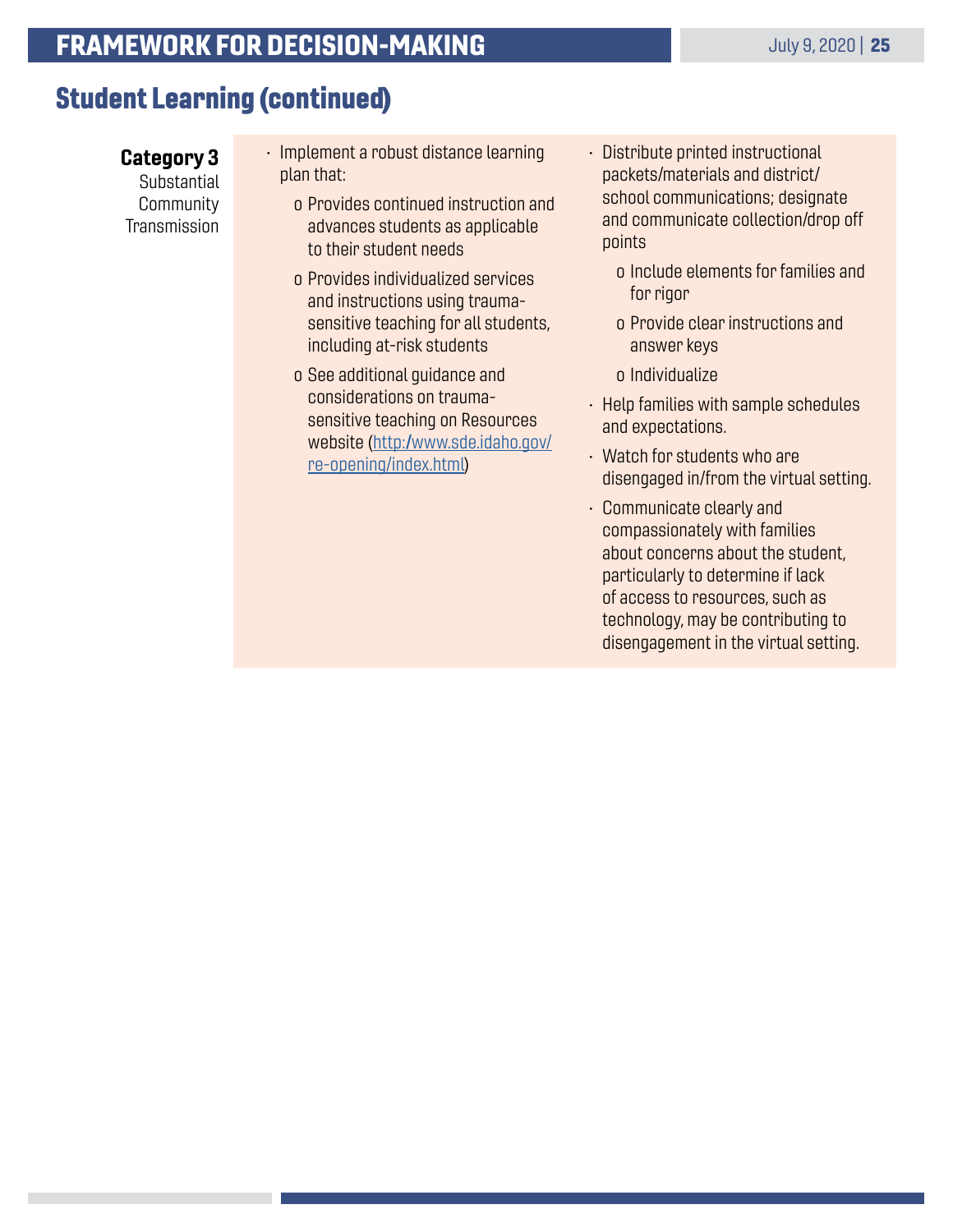## Student Learning (continued)

**Category 3**
Substantial Community Transmission

- Implement a robust distance learning plan that:
  - Provides continued instruction and advances students as applicable to their student needs
  - Provides individualized services and instructions using trauma-sensitive teaching for all students, including at-risk students
  - See additional guidance and considerations on trauma-sensitive teaching on Resources website (http:/www.sde.idaho.gov/re-opening/index.html)
- Distribute printed instructional packets/materials and district/school communications; designate and communicate collection/drop off points
  - Include elements for families and for rigor
  - Provide clear instructions and answer keys
  - Individualize
- Help families with sample schedules and expectations.
- Watch for students who are disengaged in/from the virtual setting.
- Communicate clearly and compassionately with families about concerns about the student, particularly to determine if lack of access to resources, such as technology, may be contributing to disengagement in the virtual setting.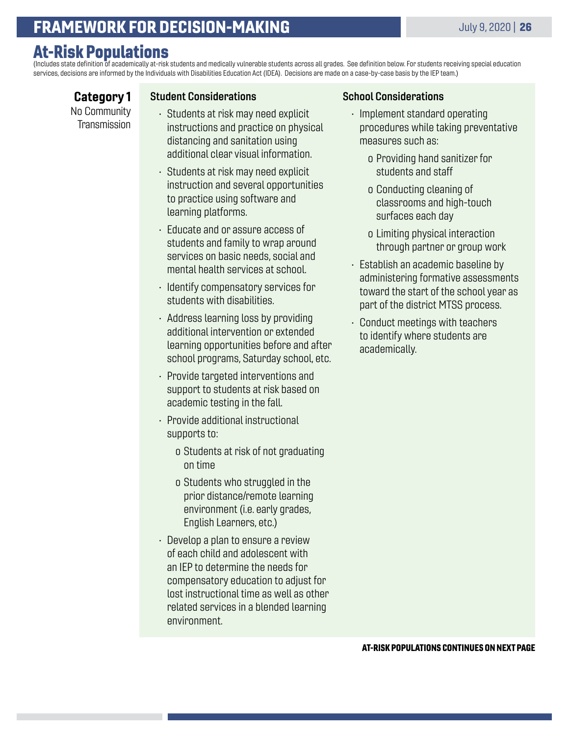## At-Risk Populations

(Includes state definition of academically at-risk students and medically vulnerable students across all grades. See definition below. For students receiving special education services, decisions are informed by the Individuals with Disabilities Education Act (IDEA). Decisions are made on a case-by-case basis by the IEP team.)

### Category 1

No Community Transmission

#### Student Considerations

- Students at risk may need explicit instructions and practice on physical distancing and sanitation using additional clear visual information.
- Students at risk may need explicit instruction and several opportunities to practice using software and learning platforms.
- Educate and or assure access of students and family to wrap around services on basic needs, social and mental health services at school.
- Identify compensatory services for students with disabilities.
- Address learning loss by providing additional intervention or extended learning opportunities before and after school programs, Saturday school, etc.
- Provide targeted interventions and support to students at risk based on academic testing in the fall.
- Provide additional instructional supports to:
  - o Students at risk of not graduating on time
  - o Students who struggled in the prior distance/remote learning environment (i.e. early grades, English Learners, etc.)
- Develop a plan to ensure a review of each child and adolescent with an IEP to determine the needs for compensatory education to adjust for lost instructional time as well as other related services in a blended learning environment.

#### School Considerations

- Implement standard operating procedures while taking preventative measures such as:
  - o Providing hand sanitizer for students and staff
  - o Conducting cleaning of classrooms and high-touch surfaces each day
  - o Limiting physical interaction through partner or group work
- Establish an academic baseline by administering formative assessments toward the start of the school year as part of the district MTSS process.
- Conduct meetings with teachers to identify where students are academically.

**AT-RISK POPULATIONS CONTINUES ON NEXT PAGE**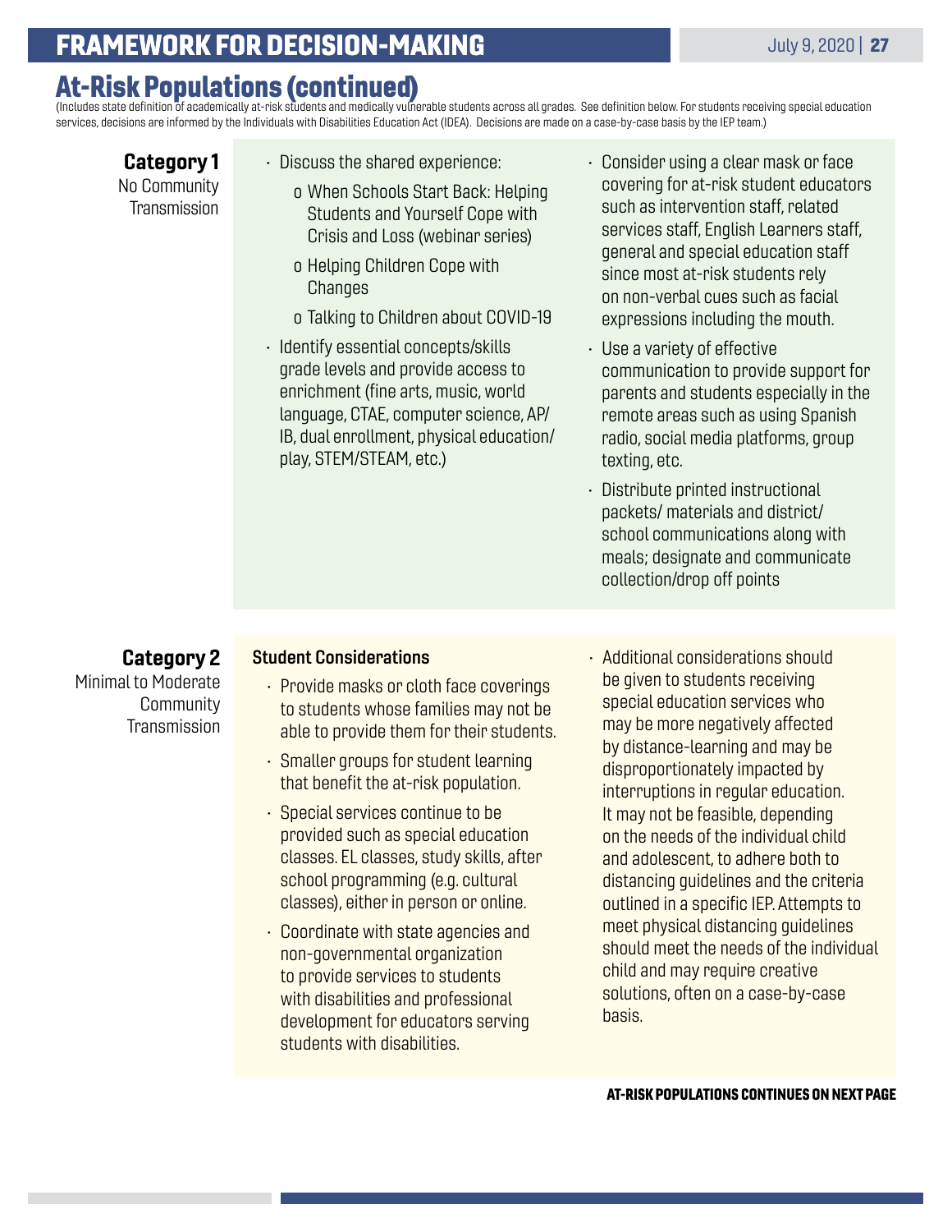## At-Risk Populations (continued)

(Includes state definition of academically at-risk students and medically vulnerable students across all grades. See definition below. For students receiving special education services, decisions are informed by the Individuals with Disabilities Education Act (IDEA). Decisions are made on a case-by-case basis by the IEP team.)

### Category 1

No Community Transmission

- Discuss the shared experience:
  - o When Schools Start Back: Helping Students and Yourself Cope with Crisis and Loss (webinar series)
  - o Helping Children Cope with Changes
  - o Talking to Children about COVID-19
- Identify essential concepts/skills grade levels and provide access to enrichment (fine arts, music, world language, CTAE, computer science, AP/IB, dual enrollment, physical education/play, STEM/STEAM, etc.)
- Consider using a clear mask or face covering for at-risk student educators such as intervention staff, related services staff, English Learners staff, general and special education staff since most at-risk students rely on non-verbal cues such as facial expressions including the mouth.
- Use a variety of effective communication to provide support for parents and students especially in the remote areas such as using Spanish radio, social media platforms, group texting, etc.
- Distribute printed instructional packets/ materials and district/ school communications along with meals; designate and communicate collection/drop off points

### Category 2

Minimal to Moderate Community Transmission

**Student Considerations**

- Provide masks or cloth face coverings to students whose families may not be able to provide them for their students.
- Smaller groups for student learning that benefit the at-risk population.
- Special services continue to be provided such as special education classes. EL classes, study skills, after school programming (e.g. cultural classes), either in person or online.
- Coordinate with state agencies and non-governmental organization to provide services to students with disabilities and professional development for educators serving students with disabilities.
- Additional considerations should be given to students receiving special education services who may be more negatively affected by distance-learning and may be disproportionately impacted by interruptions in regular education. It may not be feasible, depending on the needs of the individual child and adolescent, to adhere both to distancing guidelines and the criteria outlined in a specific IEP. Attempts to meet physical distancing guidelines should meet the needs of the individual child and may require creative solutions, often on a case-by-case basis.

**AT-RISK POPULATIONS CONTINUES ON NEXT PAGE**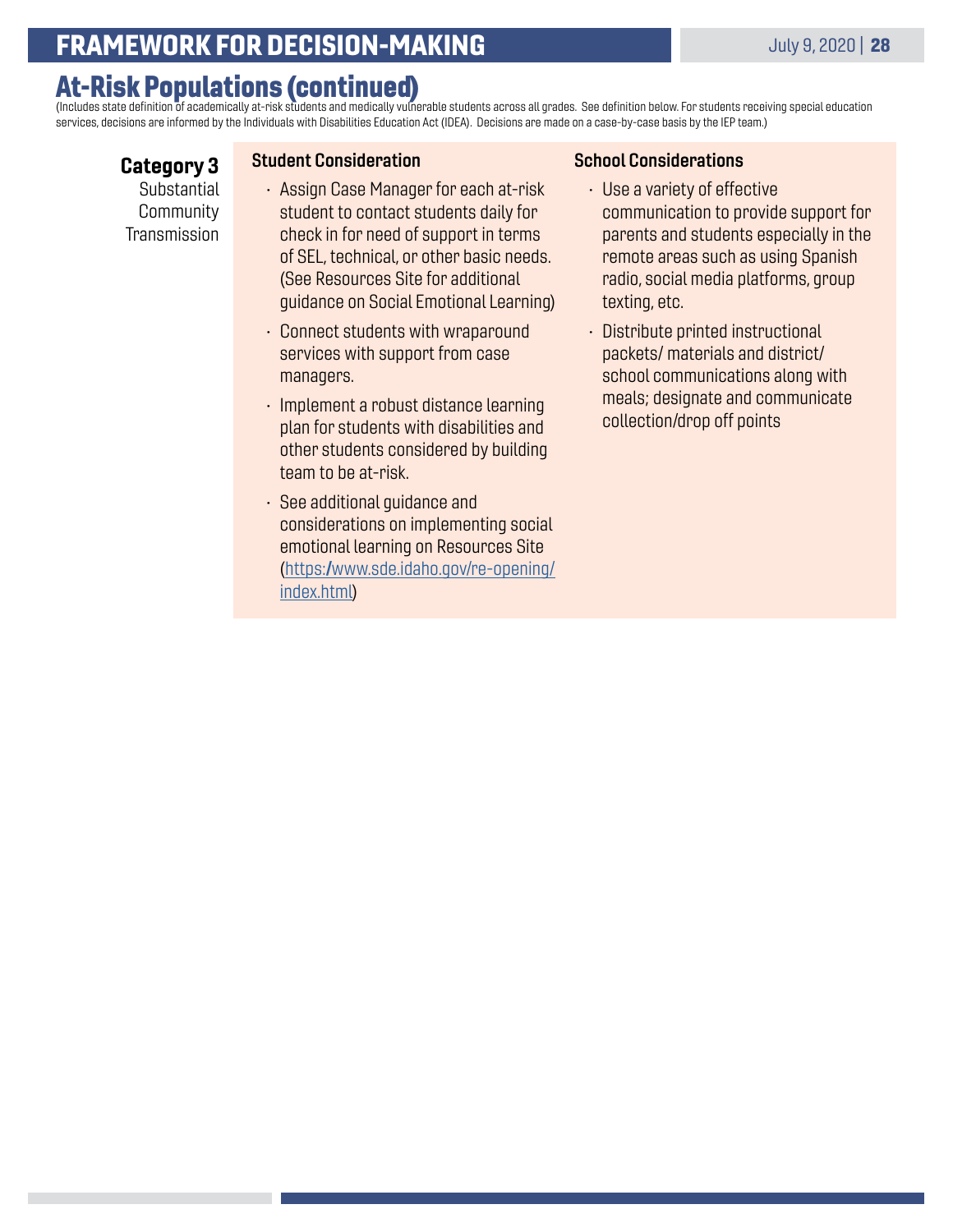## At-Risk Populations (continued)

(Includes state definition of academically at-risk students and medically vulnerable students across all grades. See definition below. For students receiving special education services, decisions are informed by the Individuals with Disabilities Education Act (IDEA). Decisions are made on a case-by-case basis by the IEP team.)

### Category 3

Substantial Community Transmission

**Student Consideration**

- Assign Case Manager for each at-risk student to contact students daily for check in for need of support in terms of SEL, technical, or other basic needs. (See Resources Site for additional guidance on Social Emotional Learning)
- Connect students with wraparound services with support from case managers.
- Implement a robust distance learning plan for students with disabilities and other students considered by building team to be at-risk.
- See additional guidance and considerations on implementing social emotional learning on Resources Site (https:/www.sde.idaho.gov/re-opening/index.html)

**School Considerations**

- Use a variety of effective communication to provide support for parents and students especially in the remote areas such as using Spanish radio, social media platforms, group texting, etc.
- Distribute printed instructional packets/ materials and district/ school communications along with meals; designate and communicate collection/drop off points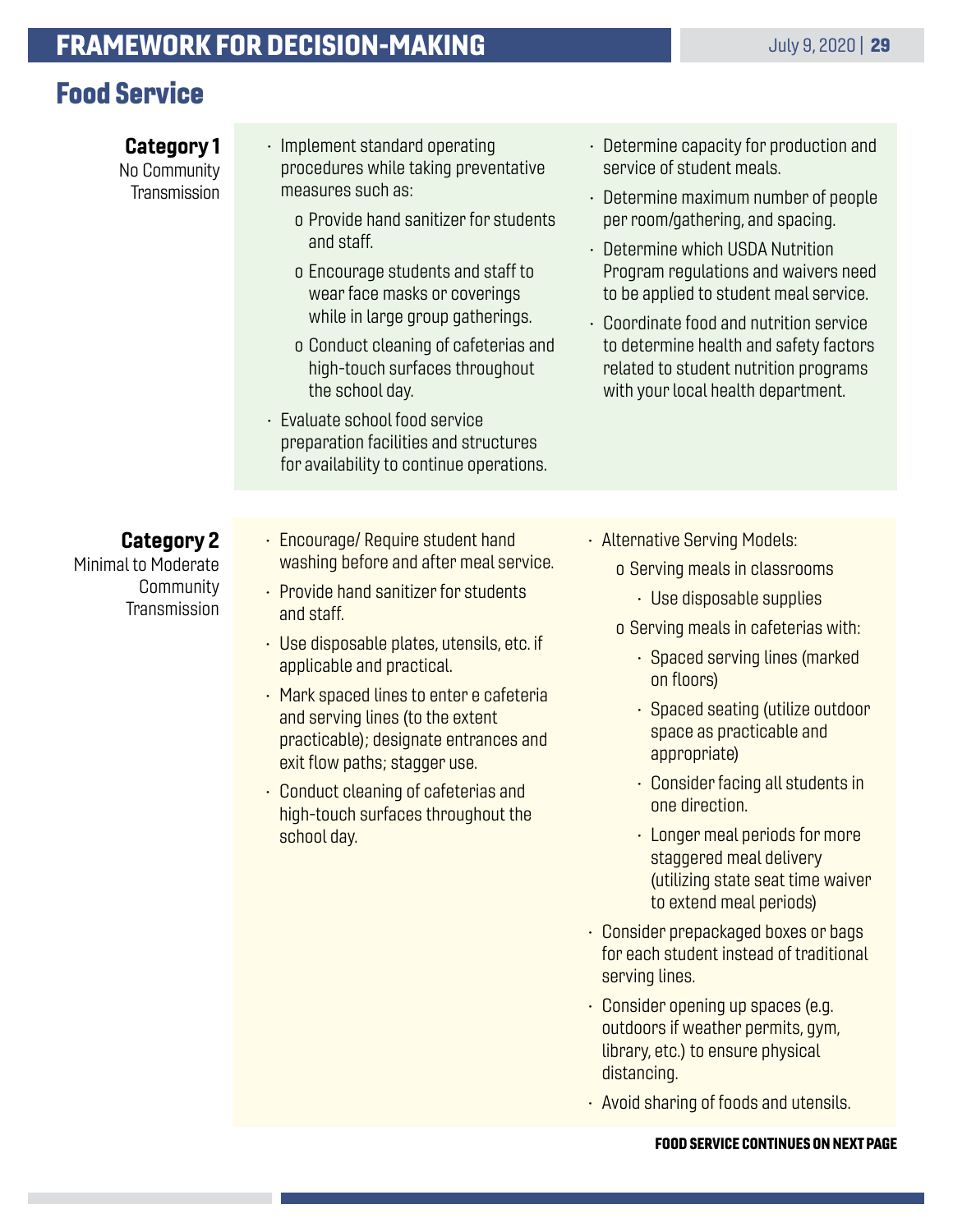## Food Service

**Category 1**
No Community Transmission

- Implement standard operating procedures while taking preventative measures such as:
  - o Provide hand sanitizer for students and staff.
  - o Encourage students and staff to wear face masks or coverings while in large group gatherings.
  - o Conduct cleaning of cafeterias and high-touch surfaces throughout the school day.
- Evaluate school food service preparation facilities and structures for availability to continue operations.
- Determine capacity for production and service of student meals.
- Determine maximum number of people per room/gathering, and spacing.
- Determine which USDA Nutrition Program regulations and waivers need to be applied to student meal service.
- Coordinate food and nutrition service to determine health and safety factors related to student nutrition programs with your local health department.

**Category 2**
Minimal to Moderate Community Transmission

- Encourage/ Require student hand washing before and after meal service.
- Provide hand sanitizer for students and staff.
- Use disposable plates, utensils, etc. if applicable and practical.
- Mark spaced lines to enter e cafeteria and serving lines (to the extent practicable); designate entrances and exit flow paths; stagger use.
- Conduct cleaning of cafeterias and high-touch surfaces throughout the school day.
- Alternative Serving Models:
  - o Serving meals in classrooms
    - Use disposable supplies
  - o Serving meals in cafeterias with:
    - Spaced serving lines (marked on floors)
    - Spaced seating (utilize outdoor space as practicable and appropriate)
    - Consider facing all students in one direction.
    - Longer meal periods for more staggered meal delivery (utilizing state seat time waiver to extend meal periods)
- Consider prepackaged boxes or bags for each student instead of traditional serving lines.
- Consider opening up spaces (e.g. outdoors if weather permits, gym, library, etc.) to ensure physical distancing.
- Avoid sharing of foods and utensils.

**FOOD SERVICE CONTINUES ON NEXT PAGE**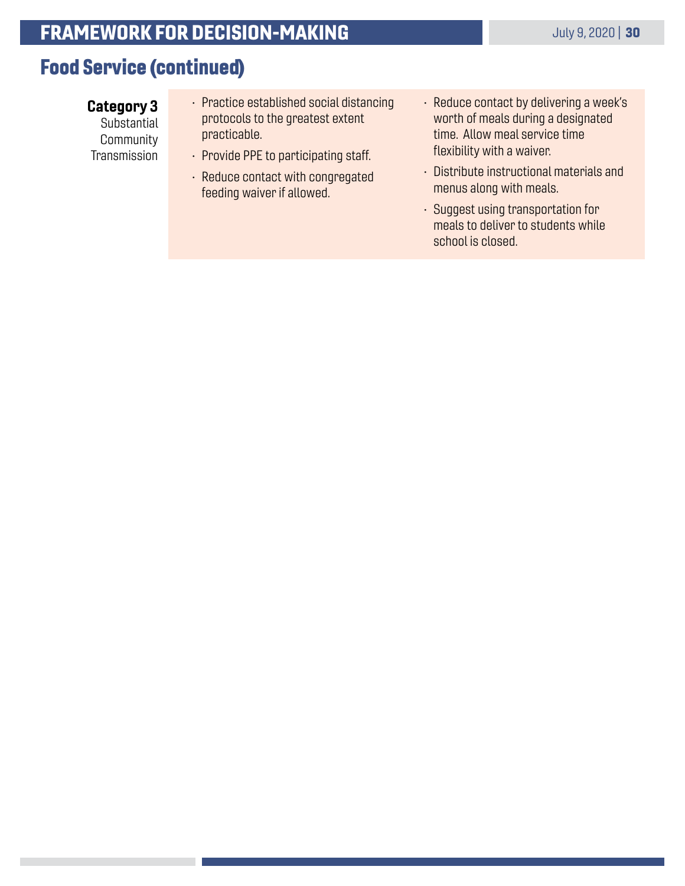## Food Service (continued)

**Category 3**
Substantial Community Transmission

- Practice established social distancing protocols to the greatest extent practicable.
- Provide PPE to participating staff.
- Reduce contact with congregated feeding waiver if allowed.
- Reduce contact by delivering a week's worth of meals during a designated time. Allow meal service time flexibility with a waiver.
- Distribute instructional materials and menus along with meals.
- Suggest using transportation for meals to deliver to students while school is closed.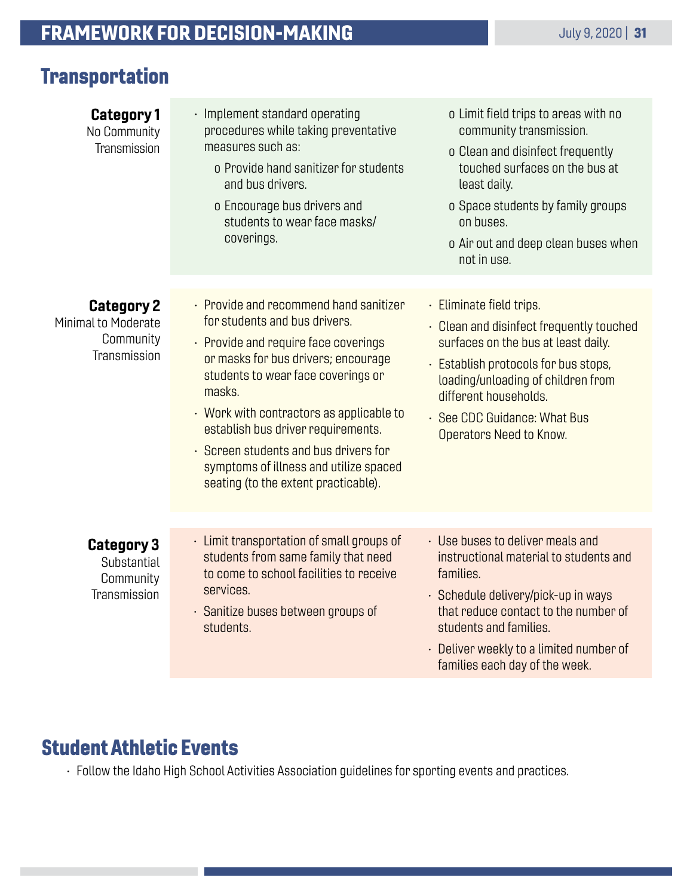## Transportation

| | | |
|---|---|---|
| **Category 1**<br>No Community Transmission | · Implement standard operating procedures while taking preventative measures such as:<br>o Provide hand sanitizer for students and bus drivers.<br>o Encourage bus drivers and students to wear face masks/ coverings. | o Limit field trips to areas with no community transmission.<br>o Clean and disinfect frequently touched surfaces on the bus at least daily.<br>o Space students by family groups on buses.<br>o Air out and deep clean buses when not in use. |
| **Category 2**<br>Minimal to Moderate Community Transmission | · Provide and recommend hand sanitizer for students and bus drivers.<br>· Provide and require face coverings or masks for bus drivers; encourage students to wear face coverings or masks.<br>· Work with contractors as applicable to establish bus driver requirements.<br>· Screen students and bus drivers for symptoms of illness and utilize spaced seating (to the extent practicable). | · Eliminate field trips.<br>· Clean and disinfect frequently touched surfaces on the bus at least daily.<br>· Establish protocols for bus stops, loading/unloading of children from different households.<br>· See CDC Guidance: What Bus Operators Need to Know. |
| **Category 3**<br>Substantial Community Transmission | · Limit transportation of small groups of students from same family that need to come to school facilities to receive services.<br>· Sanitize buses between groups of students. | · Use buses to deliver meals and instructional material to students and families.<br>· Schedule delivery/pick-up in ways that reduce contact to the number of students and families.<br>· Deliver weekly to a limited number of families each day of the week. |

## Student Athletic Events

- Follow the Idaho High School Activities Association guidelines for sporting events and practices.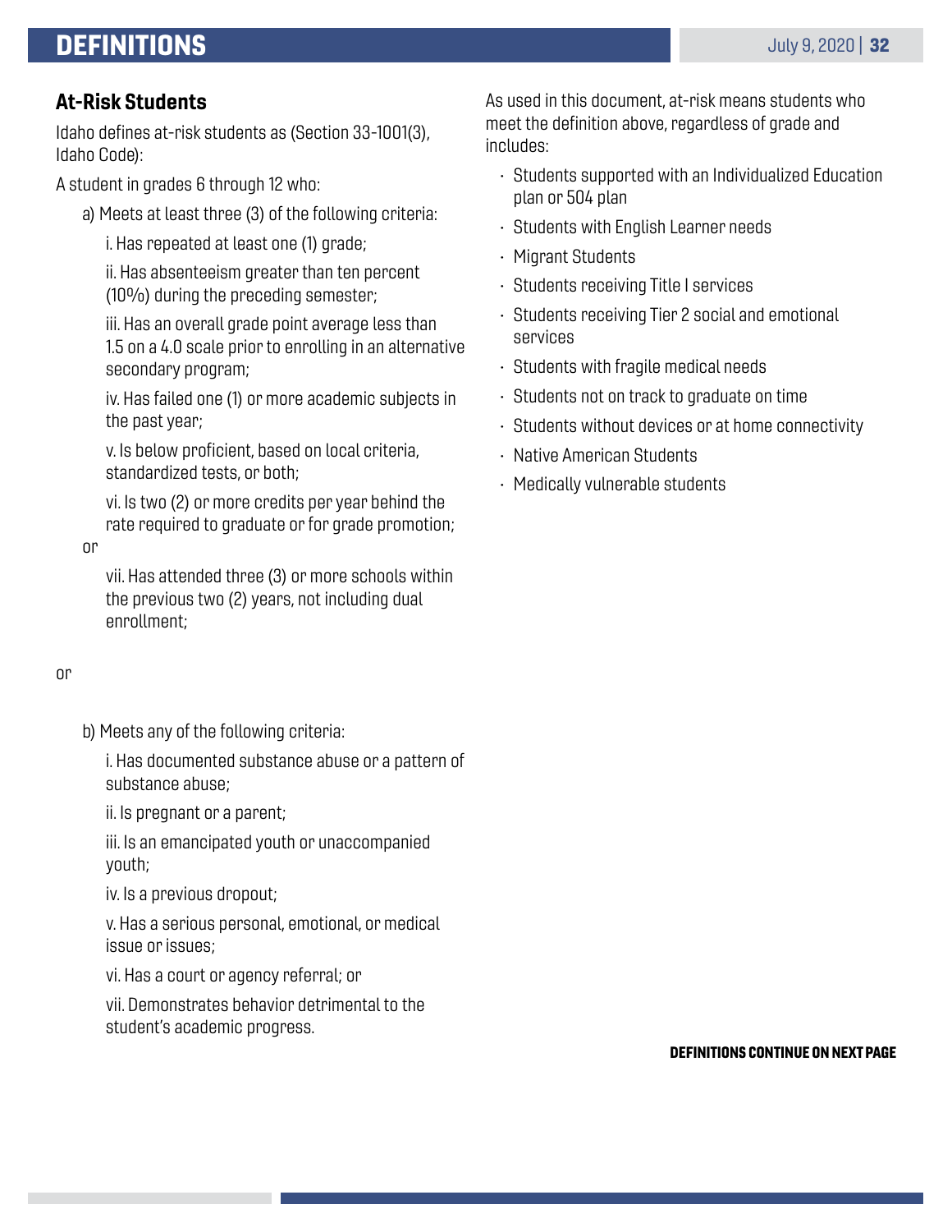# DEFINITIONS

## At-Risk Students

Idaho defines at-risk students as (Section 33-1001(3), Idaho Code):

A student in grades 6 through 12 who:

a) Meets at least three (3) of the following criteria:

i. Has repeated at least one (1) grade;

ii. Has absenteeism greater than ten percent (10%) during the preceding semester;

iii. Has an overall grade point average less than 1.5 on a 4.0 scale prior to enrolling in an alternative secondary program;

iv. Has failed one (1) or more academic subjects in the past year;

v. Is below proficient, based on local criteria, standardized tests, or both;

vi. Is two (2) or more credits per year behind the rate required to graduate or for grade promotion;

or

vii. Has attended three (3) or more schools within the previous two (2) years, not including dual enrollment;

or

b) Meets any of the following criteria:

i. Has documented substance abuse or a pattern of substance abuse;

ii. Is pregnant or a parent;

iii. Is an emancipated youth or unaccompanied youth;

iv. Is a previous dropout;

v. Has a serious personal, emotional, or medical issue or issues;

vi. Has a court or agency referral; or

vii. Demonstrates behavior detrimental to the student's academic progress.

As used in this document, at-risk means students who meet the definition above, regardless of grade and includes:

- Students supported with an Individualized Education plan or 504 plan
- Students with English Learner needs
- Migrant Students
- Students receiving Title I services
- Students receiving Tier 2 social and emotional services
- Students with fragile medical needs
- Students not on track to graduate on time
- Students without devices or at home connectivity
- Native American Students
- Medically vulnerable students

**DEFINITIONS CONTINUE ON NEXT PAGE**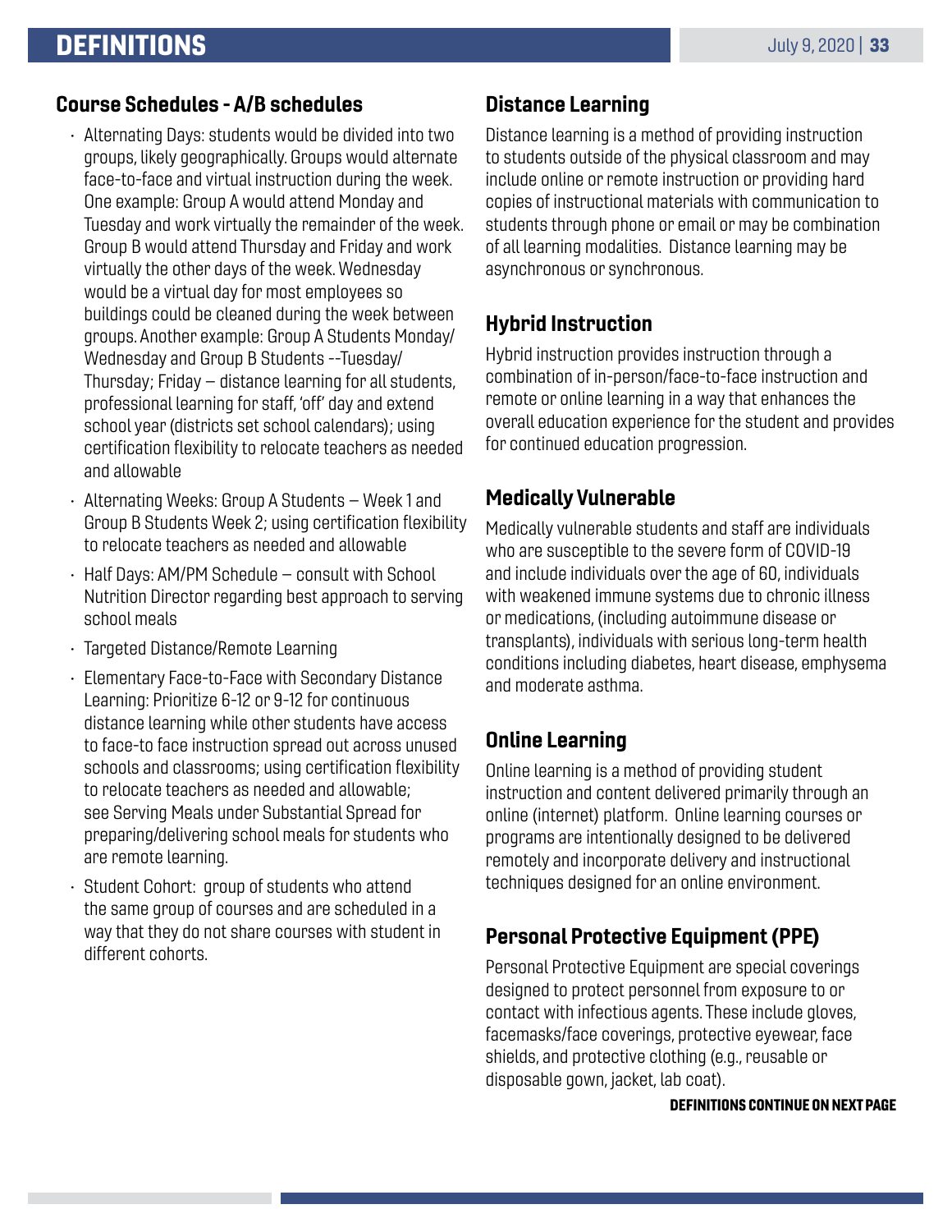# DEFINITIONS

## Course Schedules - A/B schedules

- Alternating Days: students would be divided into two groups, likely geographically. Groups would alternate face-to-face and virtual instruction during the week. One example: Group A would attend Monday and Tuesday and work virtually the remainder of the week. Group B would attend Thursday and Friday and work virtually the other days of the week. Wednesday would be a virtual day for most employees so buildings could be cleaned during the week between groups. Another example: Group A Students Monday/ Wednesday and Group B Students --Tuesday/ Thursday; Friday – distance learning for all students, professional learning for staff, 'off' day and extend school year (districts set school calendars); using certification flexibility to relocate teachers as needed and allowable
- Alternating Weeks: Group A Students – Week 1 and Group B Students Week 2; using certification flexibility to relocate teachers as needed and allowable
- Half Days: AM/PM Schedule – consult with School Nutrition Director regarding best approach to serving school meals
- Targeted Distance/Remote Learning
- Elementary Face-to-Face with Secondary Distance Learning: Prioritize 6-12 or 9-12 for continuous distance learning while other students have access to face-to face instruction spread out across unused schools and classrooms; using certification flexibility to relocate teachers as needed and allowable; see Serving Meals under Substantial Spread for preparing/delivering school meals for students who are remote learning.
- Student Cohort: group of students who attend the same group of courses and are scheduled in a way that they do not share courses with student in different cohorts.

## Distance Learning

Distance learning is a method of providing instruction to students outside of the physical classroom and may include online or remote instruction or providing hard copies of instructional materials with communication to students through phone or email or may be combination of all learning modalities. Distance learning may be asynchronous or synchronous.

## Hybrid Instruction

Hybrid instruction provides instruction through a combination of in-person/face-to-face instruction and remote or online learning in a way that enhances the overall education experience for the student and provides for continued education progression.

## Medically Vulnerable

Medically vulnerable students and staff are individuals who are susceptible to the severe form of COVID-19 and include individuals over the age of 60, individuals with weakened immune systems due to chronic illness or medications, (including autoimmune disease or transplants), individuals with serious long-term health conditions including diabetes, heart disease, emphysema and moderate asthma.

## Online Learning

Online learning is a method of providing student instruction and content delivered primarily through an online (internet) platform. Online learning courses or programs are intentionally designed to be delivered remotely and incorporate delivery and instructional techniques designed for an online environment.

## Personal Protective Equipment (PPE)

Personal Protective Equipment are special coverings designed to protect personnel from exposure to or contact with infectious agents. These include gloves, facemasks/face coverings, protective eyewear, face shields, and protective clothing (e.g., reusable or disposable gown, jacket, lab coat).

**DEFINITIONS CONTINUE ON NEXT PAGE**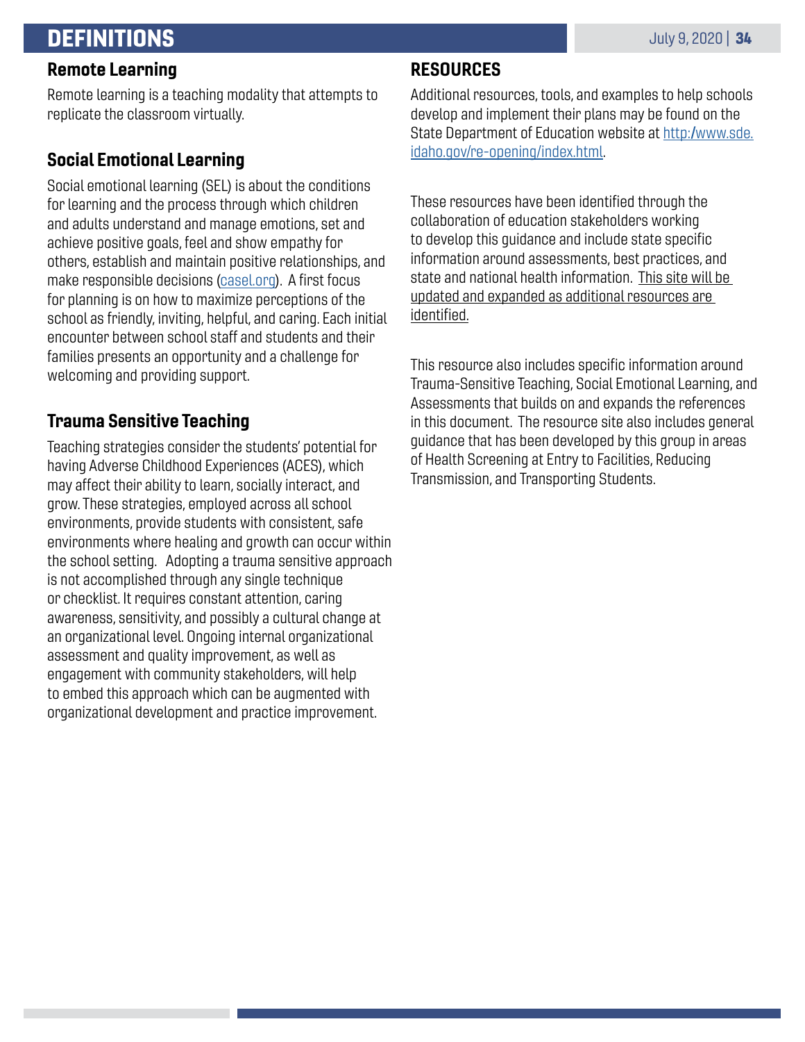# DEFINITIONS

### Remote Learning

Remote learning is a teaching modality that attempts to replicate the classroom virtually.

### Social Emotional Learning

Social emotional learning (SEL) is about the conditions for learning and the process through which children and adults understand and manage emotions, set and achieve positive goals, feel and show empathy for others, establish and maintain positive relationships, and make responsible decisions (casel.org). A first focus for planning is on how to maximize perceptions of the school as friendly, inviting, helpful, and caring. Each initial encounter between school staff and students and their families presents an opportunity and a challenge for welcoming and providing support.

### Trauma Sensitive Teaching

Teaching strategies consider the students' potential for having Adverse Childhood Experiences (ACES), which may affect their ability to learn, socially interact, and grow. These strategies, employed across all school environments, provide students with consistent, safe environments where healing and growth can occur within the school setting. Adopting a trauma sensitive approach is not accomplished through any single technique or checklist. It requires constant attention, caring awareness, sensitivity, and possibly a cultural change at an organizational level. Ongoing internal organizational assessment and quality improvement, as well as engagement with community stakeholders, will help to embed this approach which can be augmented with organizational development and practice improvement.

## RESOURCES

Additional resources, tools, and examples to help schools develop and implement their plans may be found on the State Department of Education website at http:/www.sde.idaho.gov/re-opening/index.html.

These resources have been identified through the collaboration of education stakeholders working to develop this guidance and include state specific information around assessments, best practices, and state and national health information. This site will be updated and expanded as additional resources are identified.

This resource also includes specific information around Trauma-Sensitive Teaching, Social Emotional Learning, and Assessments that builds on and expands the references in this document. The resource site also includes general guidance that has been developed by this group in areas of Health Screening at Entry to Facilities, Reducing Transmission, and Transporting Students.